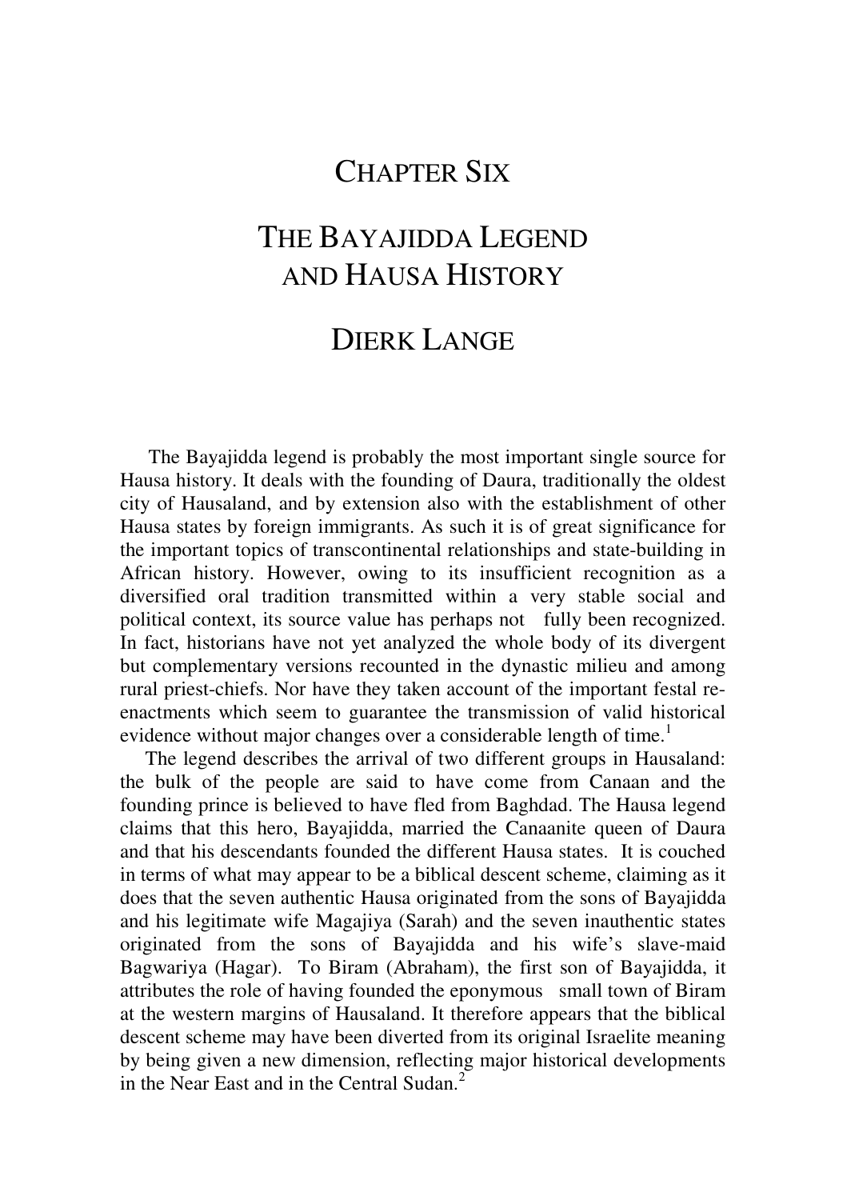# CHAPTER SIX

# THE BAYAJIDDA LEGEND AND HAUSA HISTORY

## DIERK LANGE

The Bayajidda legend is probably the most important single source for Hausa history. It deals with the founding of Daura, traditionally the oldest city of Hausaland, and by extension also with the establishment of other Hausa states by foreign immigrants. As such it is of great significance for the important topics of transcontinental relationships and state-building in African history. However, owing to its insufficient recognition as a diversified oral tradition transmitted within a very stable social and political context, its source value has perhaps not fully been recognized. In fact, historians have not yet analyzed the whole body of its divergent but complementary versions recounted in the dynastic milieu and among rural priest-chiefs. Nor have they taken account of the important festal re-enactments which seem to guarantee the transmission of valid historical evidence without major changes over a considerable length of time.[1]

The legend describes the arrival of two different groups in Hausaland: the bulk of the people are said to have come from Canaan and the founding prince is believed to have fled from Baghdad. The Hausa legend claims that this hero, Bayajidda, married the Canaanite queen of Daura and that his descendants founded the different Hausa states. It is couched in terms of what may appear to be a biblical descent scheme, claiming as it does that the seven authentic Hausa originated from the sons of Bayajidda and his legitimate wife Magajiya (Sarah) and the seven inauthentic states originated from the sons of Bayajidda and his wife's slave-maid Bagwariya (Hagar). To Biram (Abraham), the first son of Bayajidda, it attributes the role of having founded the eponymous small town of Biram at the western margins of Hausaland. It therefore appears that the biblical descent scheme may have been diverted from its original Israelite meaning by being given a new dimension, reflecting major historical developments in the Near East and in the Central Sudan.[2]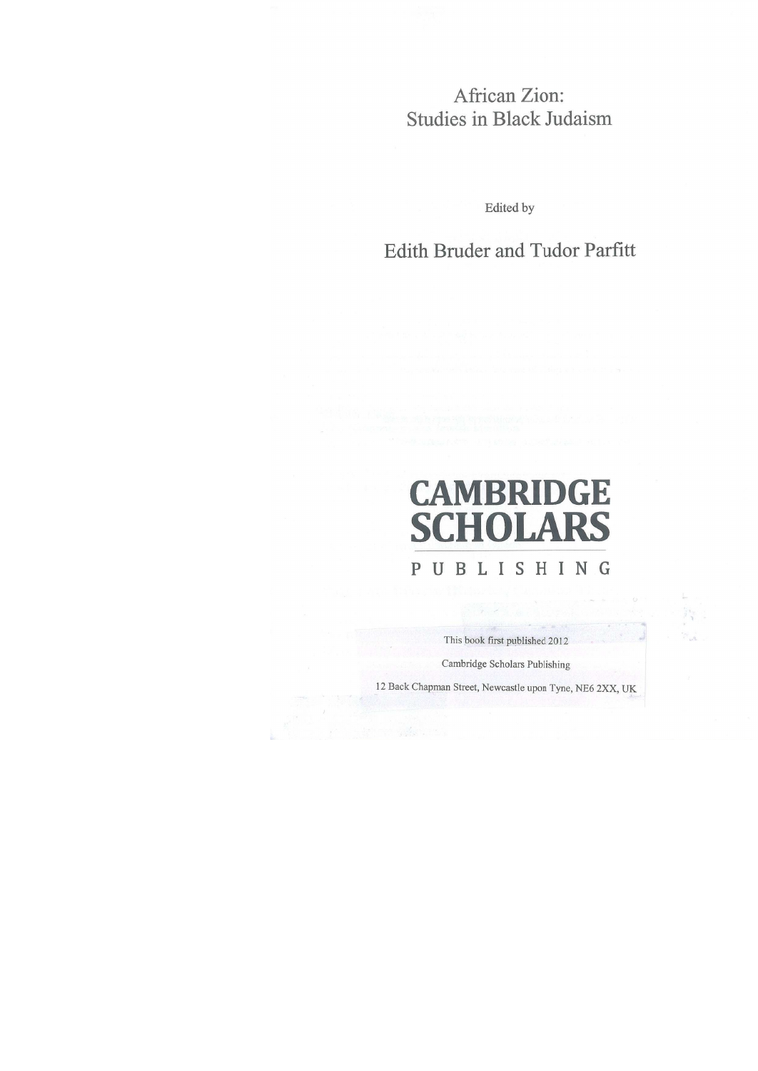# African Zion: Studies in Black Judaism

Edited by

## Edith Bruder and Tudor Parfitt

**CAMBRIDGE SCHOLARS**

PUBLISHING

This book first published 2012

Cambridge Scholars Publishing

12 Back Chapman Street, Newcastle upon Tyne, NE6 2XX, UK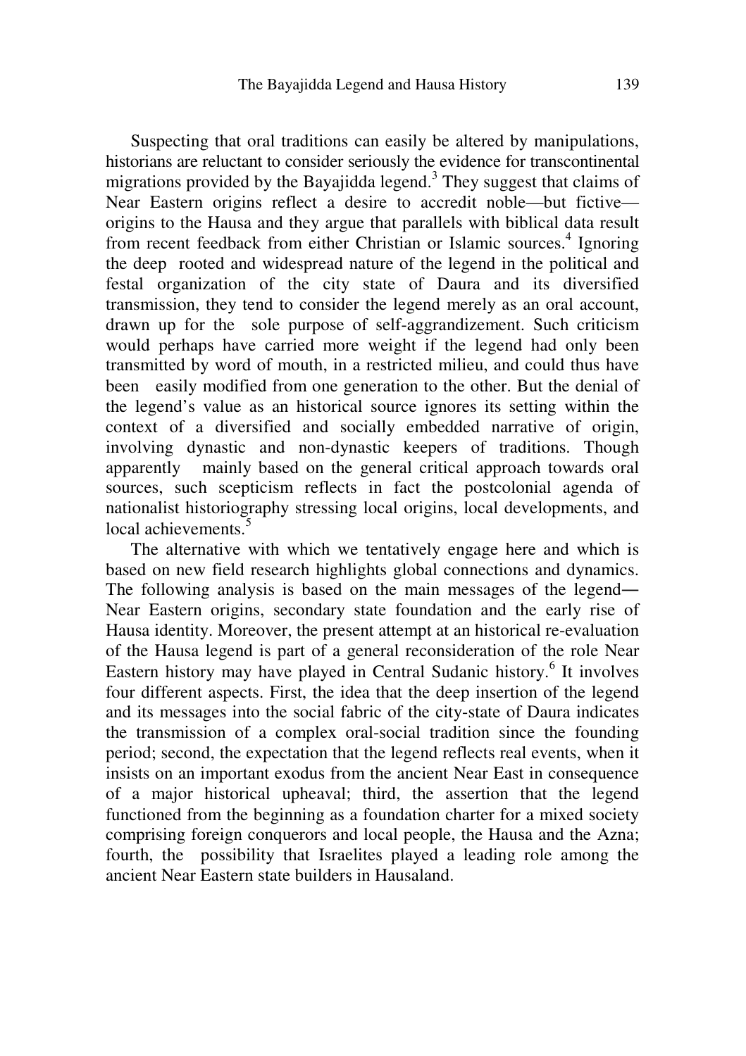Suspecting that oral traditions can easily be altered by manipulations, historians are reluctant to consider seriously the evidence for transcontinental migrations provided by the Bayajidda legend.[3] They suggest that claims of Near Eastern origins reflect a desire to accredit noble—but fictive—origins to the Hausa and they argue that parallels with biblical data result from recent feedback from either Christian or Islamic sources.[4] Ignoring the deep rooted and widespread nature of the legend in the political and festal organization of the city state of Daura and its diversified transmission, they tend to consider the legend merely as an oral account, drawn up for the sole purpose of self-aggrandizement. Such criticism would perhaps have carried more weight if the legend had only been transmitted by word of mouth, in a restricted milieu, and could thus have been easily modified from one generation to the other. But the denial of the legend's value as an historical source ignores its setting within the context of a diversified and socially embedded narrative of origin, involving dynastic and non-dynastic keepers of traditions. Though apparently mainly based on the general critical approach towards oral sources, such scepticism reflects in fact the postcolonial agenda of nationalist historiography stressing local origins, local developments, and local achievements.[5]

The alternative with which we tentatively engage here and which is based on new field research highlights global connections and dynamics. The following analysis is based on the main messages of the legend― Near Eastern origins, secondary state foundation and the early rise of Hausa identity. Moreover, the present attempt at an historical re-evaluation of the Hausa legend is part of a general reconsideration of the role Near Eastern history may have played in Central Sudanic history.[6] It involves four different aspects. First, the idea that the deep insertion of the legend and its messages into the social fabric of the city-state of Daura indicates the transmission of a complex oral-social tradition since the founding period; second, the expectation that the legend reflects real events, when it insists on an important exodus from the ancient Near East in consequence of a major historical upheaval; third, the assertion that the legend functioned from the beginning as a foundation charter for a mixed society comprising foreign conquerors and local people, the Hausa and the Azna; fourth, the possibility that Israelites played a leading role among the ancient Near Eastern state builders in Hausaland.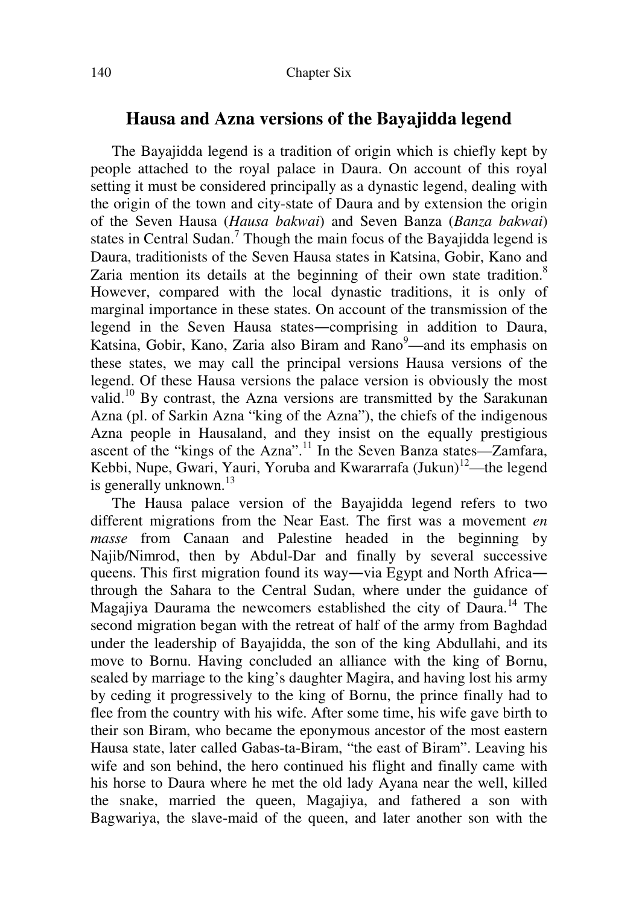## Hausa and Azna versions of the Bayajidda legend

The Bayajidda legend is a tradition of origin which is chiefly kept by people attached to the royal palace in Daura. On account of this royal setting it must be considered principally as a dynastic legend, dealing with the origin of the town and city-state of Daura and by extension the origin of the Seven Hausa (*Hausa bakwai*) and Seven Banza (*Banza bakwai*) states in Central Sudan.[7] Though the main focus of the Bayajidda legend is Daura, traditionists of the Seven Hausa states in Katsina, Gobir, Kano and Zaria mention its details at the beginning of their own state tradition.[8] However, compared with the local dynastic traditions, it is only of marginal importance in these states. On account of the transmission of the legend in the Seven Hausa states—comprising in addition to Daura, Katsina, Gobir, Kano, Zaria also Biram and Rano[9]—and its emphasis on these states, we may call the principal versions Hausa versions of the legend. Of these Hausa versions the palace version is obviously the most valid.[10] By contrast, the Azna versions are transmitted by the Sarakunan Azna (pl. of Sarkin Azna "king of the Azna"), the chiefs of the indigenous Azna people in Hausaland, and they insist on the equally prestigious ascent of the "kings of the Azna".[11] In the Seven Banza states—Zamfara, Kebbi, Nupe, Gwari, Yauri, Yoruba and Kwararrafa (Jukun)[12]—the legend is generally unknown.[13]

The Hausa palace version of the Bayajidda legend refers to two different migrations from the Near East. The first was a movement *en masse* from Canaan and Palestine headed in the beginning by Najib/Nimrod, then by Abdul-Dar and finally by several successive queens. This first migration found its way—via Egypt and North Africa—through the Sahara to the Central Sudan, where under the guidance of Magajiya Daurama the newcomers established the city of Daura.[14] The second migration began with the retreat of half of the army from Baghdad under the leadership of Bayajidda, the son of the king Abdullahi, and its move to Bornu. Having concluded an alliance with the king of Bornu, sealed by marriage to the king's daughter Magira, and having lost his army by ceding it progressively to the king of Bornu, the prince finally had to flee from the country with his wife. After some time, his wife gave birth to their son Biram, who became the eponymous ancestor of the most eastern Hausa state, later called Gabas-ta-Biram, "the east of Biram". Leaving his wife and son behind, the hero continued his flight and finally came with his horse to Daura where he met the old lady Ayana near the well, killed the snake, married the queen, Magajiya, and fathered a son with Bagwariya, the slave-maid of the queen, and later another son with the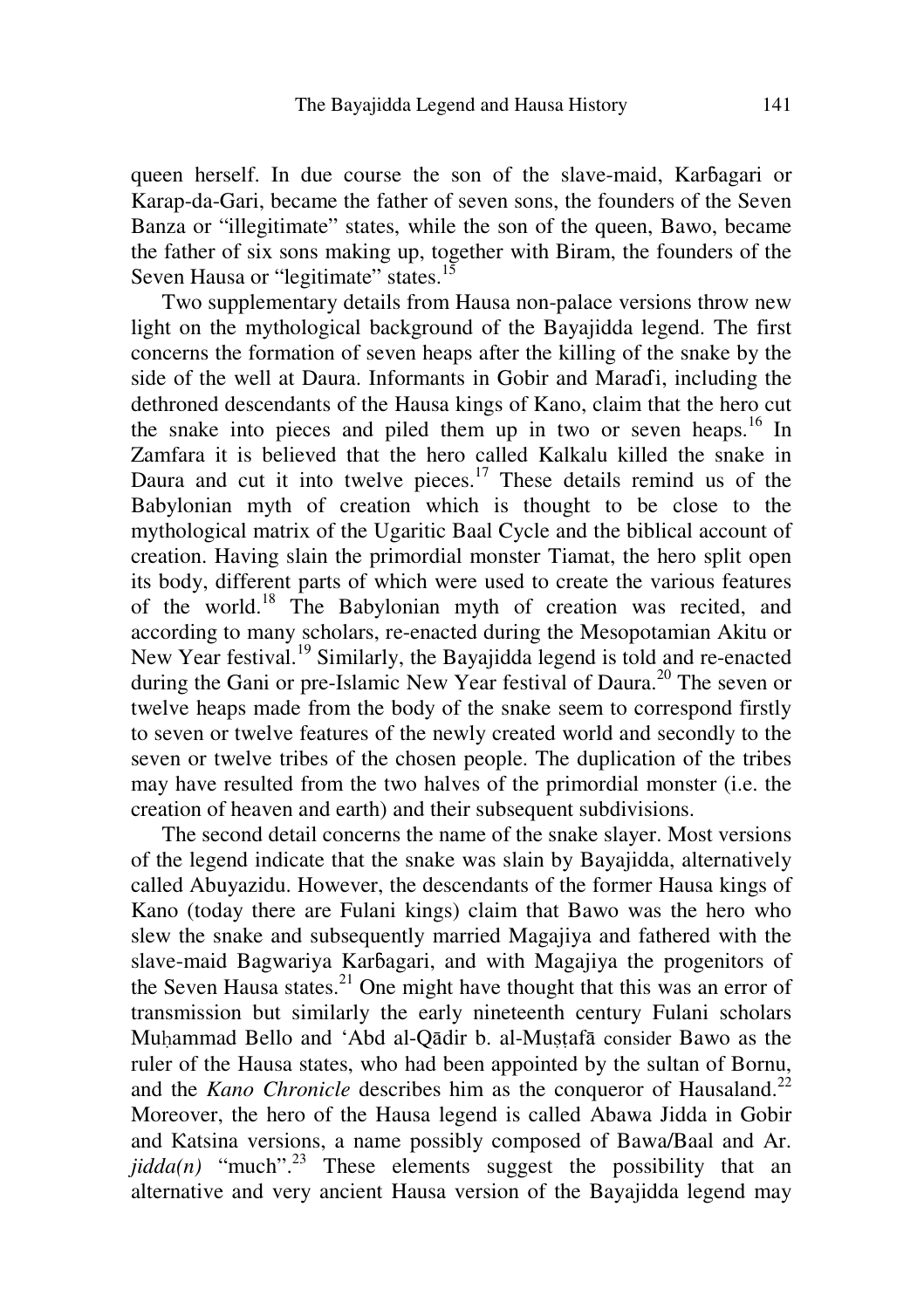queen herself. In due course the son of the slave-maid, Karɓagari or Karap-da-Gari, became the father of seven sons, the founders of the Seven Banza or "illegitimate" states, while the son of the queen, Bawo, became the father of six sons making up, together with Biram, the founders of the Seven Hausa or "legitimate" states.[15]

Two supplementary details from Hausa non-palace versions throw new light on the mythological background of the Bayajidda legend. The first concerns the formation of seven heaps after the killing of the snake by the side of the well at Daura. Informants in Gobir and Maraɗi, including the dethroned descendants of the Hausa kings of Kano, claim that the hero cut the snake into pieces and piled them up in two or seven heaps.[16] In Zamfara it is believed that the hero called Kalkalu killed the snake in Daura and cut it into twelve pieces.[17] These details remind us of the Babylonian myth of creation which is thought to be close to the mythological matrix of the Ugaritic Baal Cycle and the biblical account of creation. Having slain the primordial monster Tiamat, the hero split open its body, different parts of which were used to create the various features of the world.[18] The Babylonian myth of creation was recited, and according to many scholars, re-enacted during the Mesopotamian Akitu or New Year festival.[19] Similarly, the Bayajidda legend is told and re-enacted during the Gani or pre-Islamic New Year festival of Daura.[20] The seven or twelve heaps made from the body of the snake seem to correspond firstly to seven or twelve features of the newly created world and secondly to the seven or twelve tribes of the chosen people. The duplication of the tribes may have resulted from the two halves of the primordial monster (i.e. the creation of heaven and earth) and their subsequent subdivisions.

The second detail concerns the name of the snake slayer. Most versions of the legend indicate that the snake was slain by Bayajidda, alternatively called Abuyazidu. However, the descendants of the former Hausa kings of Kano (today there are Fulani kings) claim that Bawo was the hero who slew the snake and subsequently married Magajiya and fathered with the slave-maid Bagwariya Karɓagari, and with Magajiya the progenitors of the Seven Hausa states.[21] One might have thought that this was an error of transmission but similarly the early nineteenth century Fulani scholars Muḥammad Bello and 'Abd al-Qādir b. al-Muṣṭafā consider Bawo as the ruler of the Hausa states, who had been appointed by the sultan of Bornu, and the *Kano Chronicle* describes him as the conqueror of Hausaland.[22] Moreover, the hero of the Hausa legend is called Abawa Jidda in Gobir and Katsina versions, a name possibly composed of Bawa/Baal and Ar. *jidda(n)* "much".[23] These elements suggest the possibility that an alternative and very ancient Hausa version of the Bayajidda legend may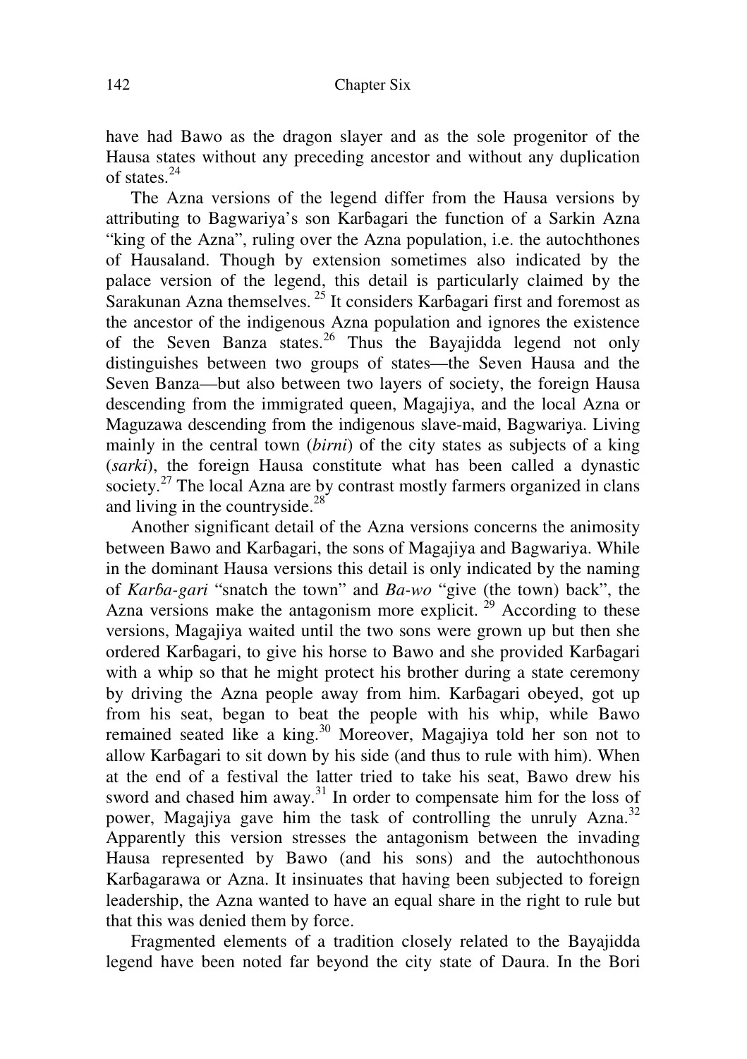have had Bawo as the dragon slayer and as the sole progenitor of the Hausa states without any preceding ancestor and without any duplication of states.[24]

The Azna versions of the legend differ from the Hausa versions by attributing to Bagwariya's son Karɓagari the function of a Sarkin Azna "king of the Azna", ruling over the Azna population, i.e. the autochthones of Hausaland. Though by extension sometimes also indicated by the palace version of the legend, this detail is particularly claimed by the Sarakunan Azna themselves. [25] It considers Karɓagari first and foremost as the ancestor of the indigenous Azna population and ignores the existence of the Seven Banza states.[26] Thus the Bayajidda legend not only distinguishes between two groups of states—the Seven Hausa and the Seven Banza—but also between two layers of society, the foreign Hausa descending from the immigrated queen, Magajiya, and the local Azna or Maguzawa descending from the indigenous slave-maid, Bagwariya. Living mainly in the central town (*birni*) of the city states as subjects of a king (*sarki*), the foreign Hausa constitute what has been called a dynastic society.[27] The local Azna are by contrast mostly farmers organized in clans and living in the countryside.[28]

Another significant detail of the Azna versions concerns the animosity between Bawo and Karɓagari, the sons of Magajiya and Bagwariya. While in the dominant Hausa versions this detail is only indicated by the naming of *Karɓa-gari* "snatch the town" and *Ba-wo* "give (the town) back", the Azna versions make the antagonism more explicit. [29] According to these versions, Magajiya waited until the two sons were grown up but then she ordered Karɓagari, to give his horse to Bawo and she provided Karɓagari with a whip so that he might protect his brother during a state ceremony by driving the Azna people away from him. Karɓagari obeyed, got up from his seat, began to beat the people with his whip, while Bawo remained seated like a king.[30] Moreover, Magajiya told her son not to allow Karɓagari to sit down by his side (and thus to rule with him). When at the end of a festival the latter tried to take his seat, Bawo drew his sword and chased him away.[31] In order to compensate him for the loss of power, Magajiya gave him the task of controlling the unruly Azna.[32] Apparently this version stresses the antagonism between the invading Hausa represented by Bawo (and his sons) and the autochthonous Karɓagarawa or Azna. It insinuates that having been subjected to foreign leadership, the Azna wanted to have an equal share in the right to rule but that this was denied them by force.

Fragmented elements of a tradition closely related to the Bayajidda legend have been noted far beyond the city state of Daura. In the Bori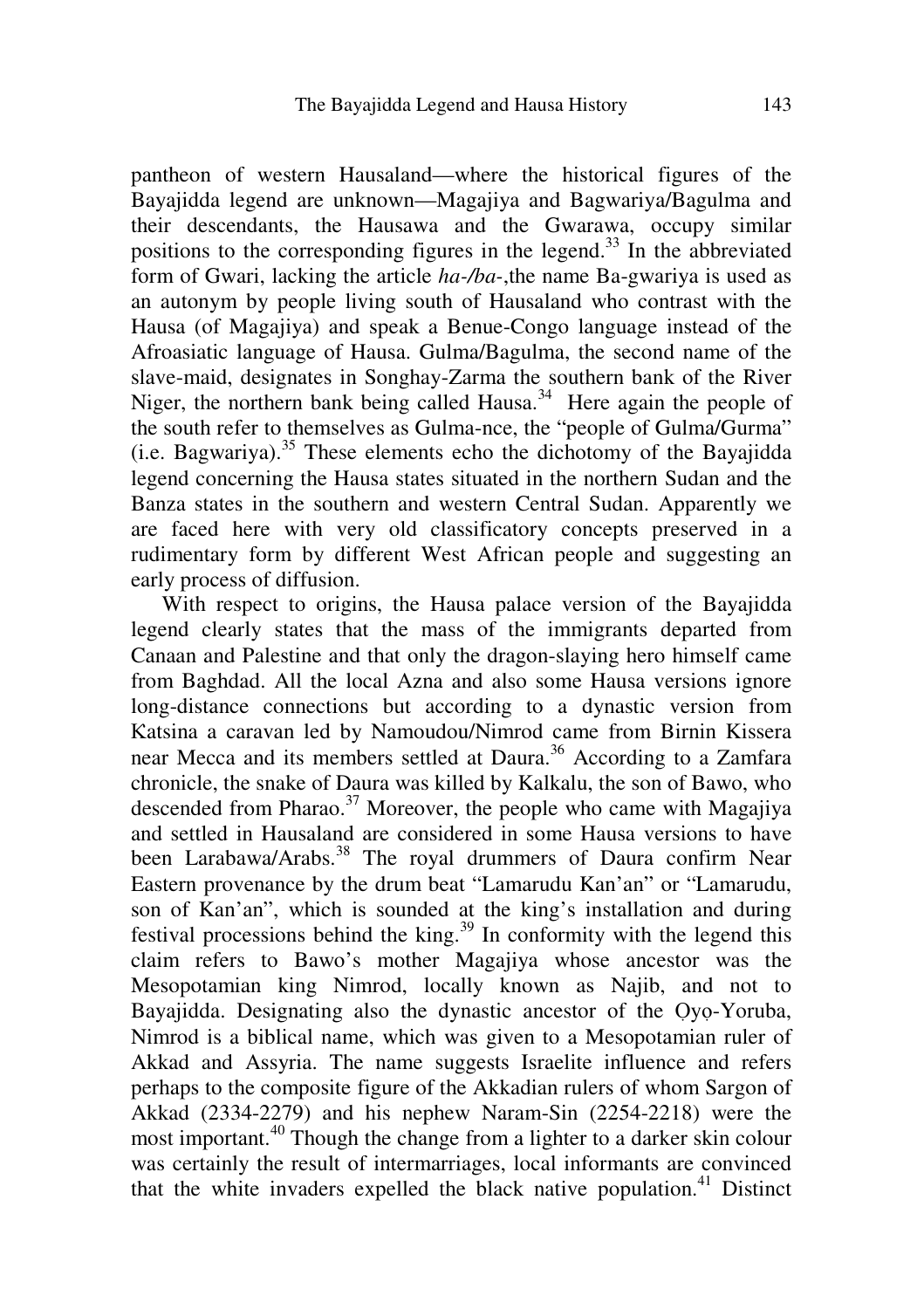pantheon of western Hausaland—where the historical figures of the Bayajidda legend are unknown—Magajiya and Bagwariya/Bagulma and their descendants, the Hausawa and the Gwarawa, occupy similar positions to the corresponding figures in the legend.[33] In the abbreviated form of Gwari, lacking the article *ha-/ba-*,the name Ba-gwariya is used as an autonym by people living south of Hausaland who contrast with the Hausa (of Magajiya) and speak a Benue-Congo language instead of the Afroasiatic language of Hausa. Gulma/Bagulma, the second name of the slave-maid, designates in Songhay-Zarma the southern bank of the River Niger, the northern bank being called Hausa.[34] Here again the people of the south refer to themselves as Gulma-nce, the "people of Gulma/Gurma" (i.e. Bagwariya).[35] These elements echo the dichotomy of the Bayajidda legend concerning the Hausa states situated in the northern Sudan and the Banza states in the southern and western Central Sudan. Apparently we are faced here with very old classificatory concepts preserved in a rudimentary form by different West African people and suggesting an early process of diffusion.

With respect to origins, the Hausa palace version of the Bayajidda legend clearly states that the mass of the immigrants departed from Canaan and Palestine and that only the dragon-slaying hero himself came from Baghdad. All the local Azna and also some Hausa versions ignore long-distance connections but according to a dynastic version from Katsina a caravan led by Namoudou/Nimrod came from Birnin Kissera near Mecca and its members settled at Daura.[36] According to a Zamfara chronicle, the snake of Daura was killed by Kalkalu, the son of Bawo, who descended from Pharao.[37] Moreover, the people who came with Magajiya and settled in Hausaland are considered in some Hausa versions to have been Larabawa/Arabs.[38] The royal drummers of Daura confirm Near Eastern provenance by the drum beat "Lamarudu Kan'an" or "Lamarudu, son of Kan'an", which is sounded at the king's installation and during festival processions behind the king.[39] In conformity with the legend this claim refers to Bawo's mother Magajiya whose ancestor was the Mesopotamian king Nimrod, locally known as Najib, and not to Bayajidda. Designating also the dynastic ancestor of the Ọyọ-Yoruba, Nimrod is a biblical name, which was given to a Mesopotamian ruler of Akkad and Assyria. The name suggests Israelite influence and refers perhaps to the composite figure of the Akkadian rulers of whom Sargon of Akkad (2334-2279) and his nephew Naram-Sin (2254-2218) were the most important.[40] Though the change from a lighter to a darker skin colour was certainly the result of intermarriages, local informants are convinced that the white invaders expelled the black native population.[41] Distinct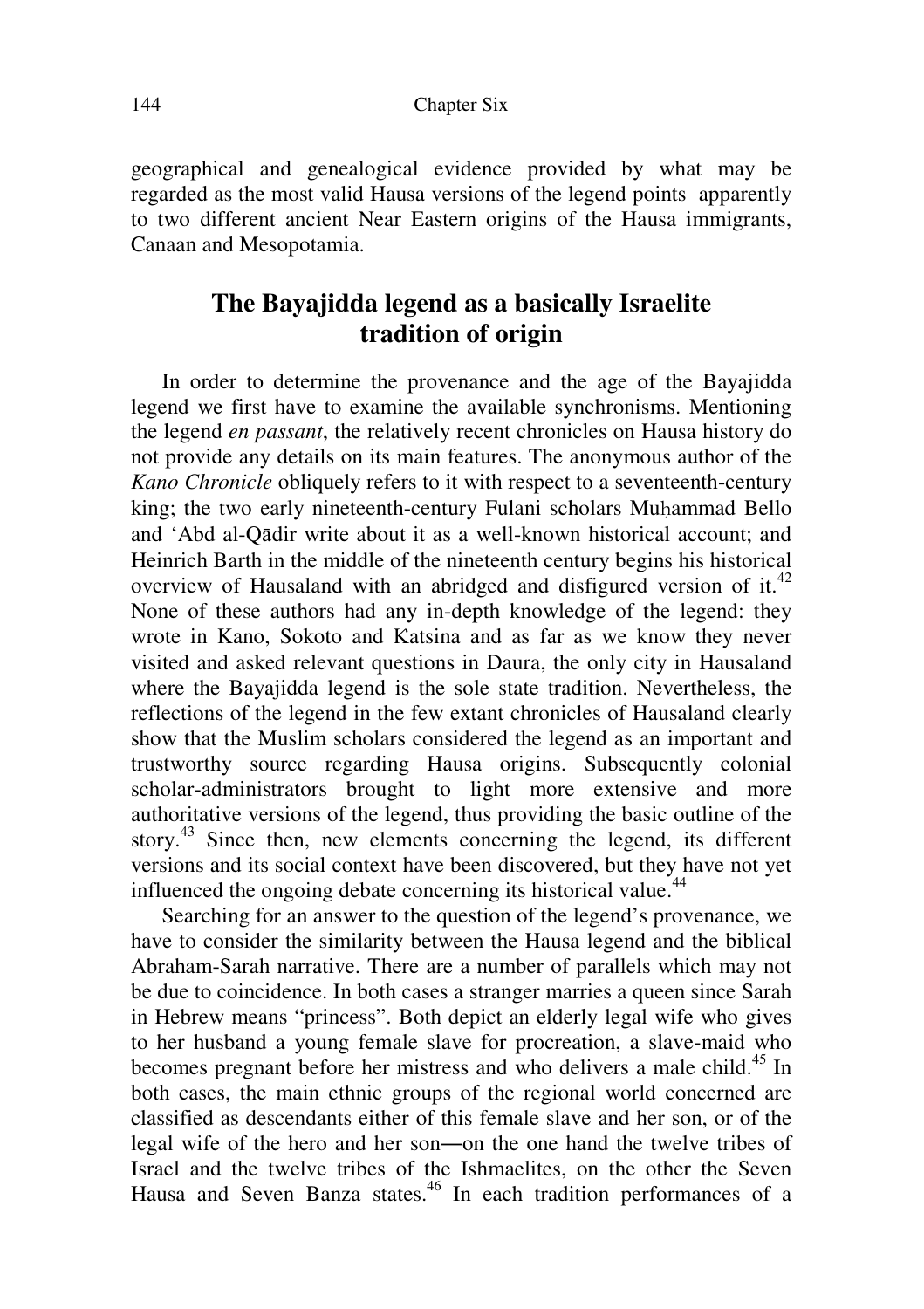geographical and genealogical evidence provided by what may be regarded as the most valid Hausa versions of the legend points apparently to two different ancient Near Eastern origins of the Hausa immigrants, Canaan and Mesopotamia.

## The Bayajidda legend as a basically Israelite tradition of origin

In order to determine the provenance and the age of the Bayajidda legend we first have to examine the available synchronisms. Mentioning the legend *en passant*, the relatively recent chronicles on Hausa history do not provide any details on its main features. The anonymous author of the *Kano Chronicle* obliquely refers to it with respect to a seventeenth-century king; the two early nineteenth-century Fulani scholars Muḥammad Bello and ʻAbd al-Qādir write about it as a well-known historical account; and Heinrich Barth in the middle of the nineteenth century begins his historical overview of Hausaland with an abridged and disfigured version of it.[42] None of these authors had any in-depth knowledge of the legend: they wrote in Kano, Sokoto and Katsina and as far as we know they never visited and asked relevant questions in Daura, the only city in Hausaland where the Bayajidda legend is the sole state tradition. Nevertheless, the reflections of the legend in the few extant chronicles of Hausaland clearly show that the Muslim scholars considered the legend as an important and trustworthy source regarding Hausa origins. Subsequently colonial scholar-administrators brought to light more extensive and more authoritative versions of the legend, thus providing the basic outline of the story.[43] Since then, new elements concerning the legend, its different versions and its social context have been discovered, but they have not yet influenced the ongoing debate concerning its historical value.[44]

Searching for an answer to the question of the legend's provenance, we have to consider the similarity between the Hausa legend and the biblical Abraham-Sarah narrative. There are a number of parallels which may not be due to coincidence. In both cases a stranger marries a queen since Sarah in Hebrew means "princess". Both depict an elderly legal wife who gives to her husband a young female slave for procreation, a slave-maid who becomes pregnant before her mistress and who delivers a male child.[45] In both cases, the main ethnic groups of the regional world concerned are classified as descendants either of this female slave and her son, or of the legal wife of the hero and her son—on the one hand the twelve tribes of Israel and the twelve tribes of the Ishmaelites, on the other the Seven Hausa and Seven Banza states.[46] In each tradition performances of a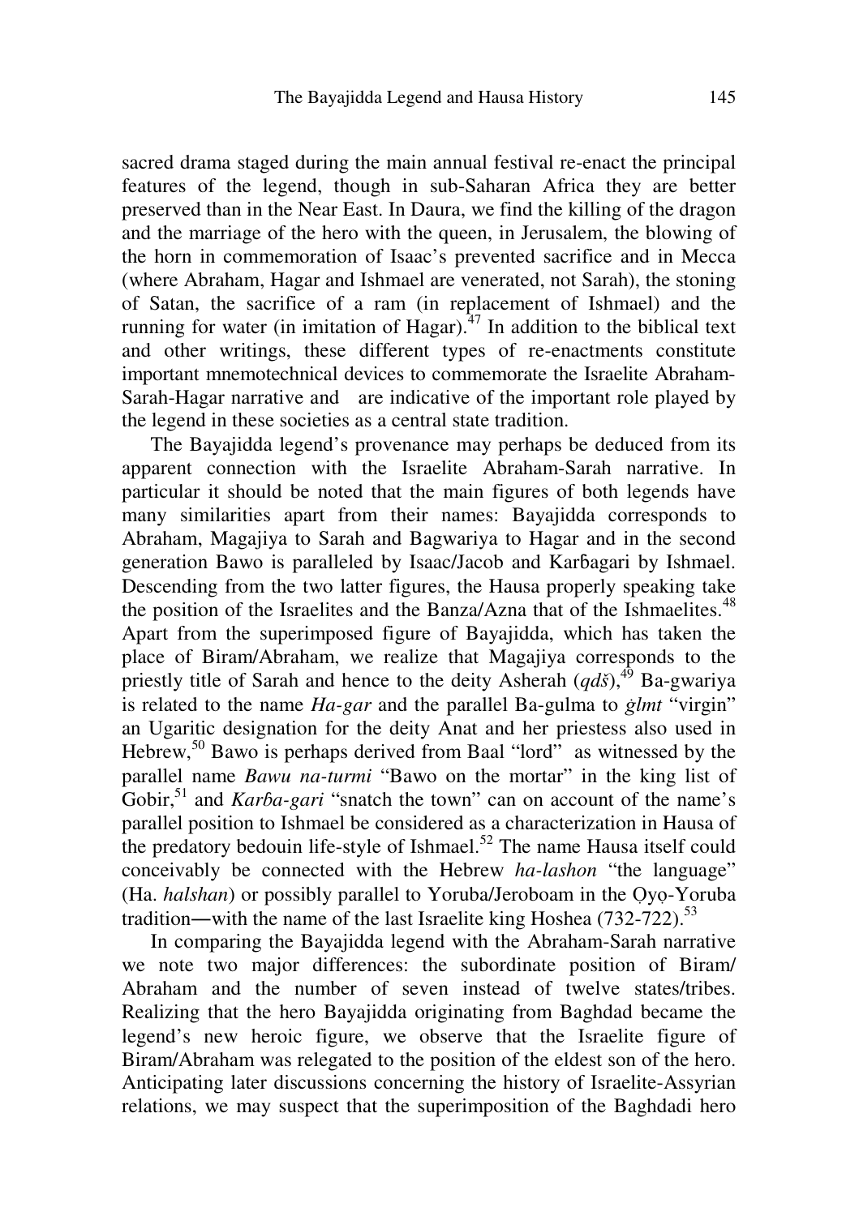sacred drama staged during the main annual festival re-enact the principal features of the legend, though in sub-Saharan Africa they are better preserved than in the Near East. In Daura, we find the killing of the dragon and the marriage of the hero with the queen, in Jerusalem, the blowing of the horn in commemoration of Isaac's prevented sacrifice and in Mecca (where Abraham, Hagar and Ishmael are venerated, not Sarah), the stoning of Satan, the sacrifice of a ram (in replacement of Ishmael) and the running for water (in imitation of Hagar).[47] In addition to the biblical text and other writings, these different types of re-enactments constitute important mnemotechnical devices to commemorate the Israelite Abraham-Sarah-Hagar narrative and are indicative of the important role played by the legend in these societies as a central state tradition.

The Bayajidda legend's provenance may perhaps be deduced from its apparent connection with the Israelite Abraham-Sarah narrative. In particular it should be noted that the main figures of both legends have many similarities apart from their names: Bayajidda corresponds to Abraham, Magajiya to Sarah and Bagwariya to Hagar and in the second generation Bawo is paralleled by Isaac/Jacob and Karɓagari by Ishmael. Descending from the two latter figures, the Hausa properly speaking take the position of the Israelites and the Banza/Azna that of the Ishmaelites.[48] Apart from the superimposed figure of Bayajidda, which has taken the place of Biram/Abraham, we realize that Magajiya corresponds to the priestly title of Sarah and hence to the deity Asherah (*qdš*),[49] Ba-gwariya is related to the name *Ha-gar* and the parallel Ba-gulma to *ġlmt* "virgin" an Ugaritic designation for the deity Anat and her priestess also used in Hebrew,[50] Bawo is perhaps derived from Baal "lord" as witnessed by the parallel name *Bawu na-turmi* "Bawo on the mortar" in the king list of Gobir,[51] and *Karɓa-gari* "snatch the town" can on account of the name's parallel position to Ishmael be considered as a characterization in Hausa of the predatory bedouin life-style of Ishmael.[52] The name Hausa itself could conceivably be connected with the Hebrew *ha-lashon* "the language" (Ha. *halshan*) or possibly parallel to Yoruba/Jeroboam in the Ọyọ-Yoruba tradition—with the name of the last Israelite king Hoshea (732-722).[53]

In comparing the Bayajidda legend with the Abraham-Sarah narrative we note two major differences: the subordinate position of Biram/ Abraham and the number of seven instead of twelve states/tribes. Realizing that the hero Bayajidda originating from Baghdad became the legend's new heroic figure, we observe that the Israelite figure of Biram/Abraham was relegated to the position of the eldest son of the hero. Anticipating later discussions concerning the history of Israelite-Assyrian relations, we may suspect that the superimposition of the Baghdadi hero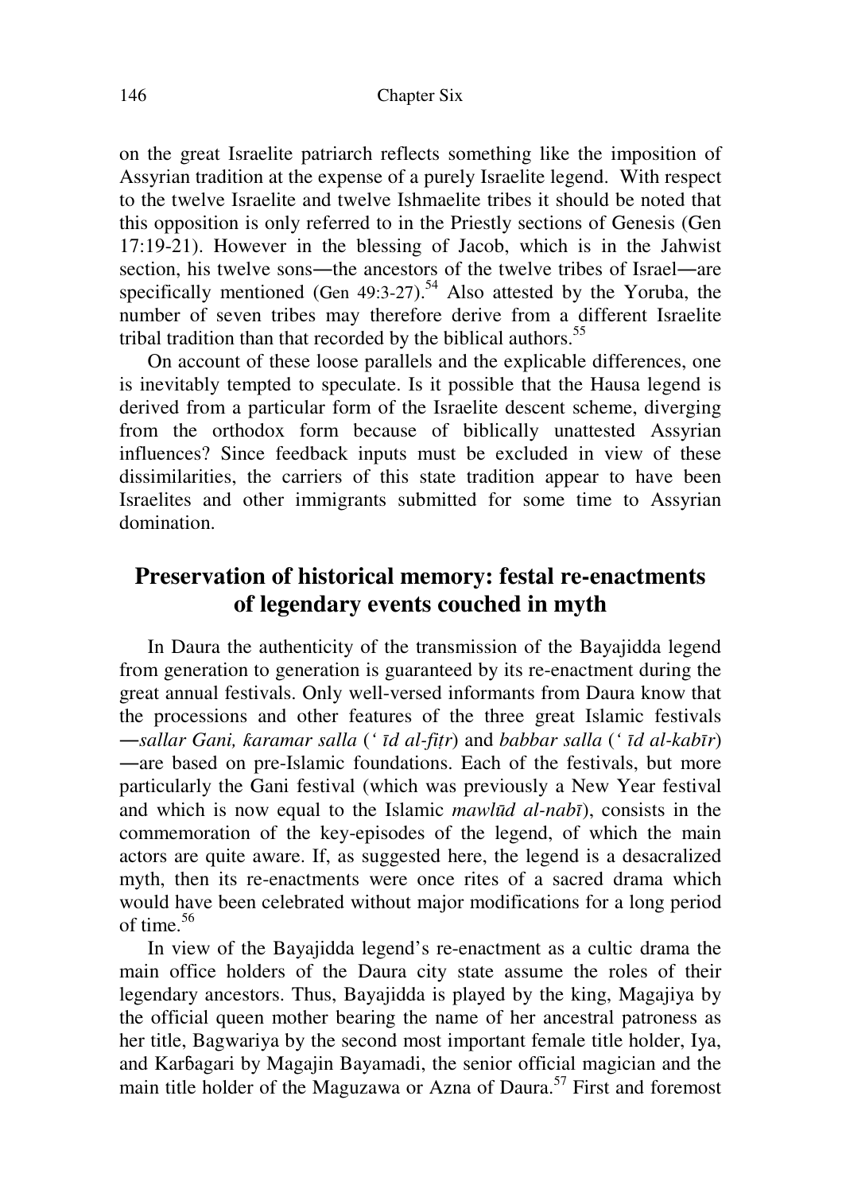on the great Israelite patriarch reflects something like the imposition of Assyrian tradition at the expense of a purely Israelite legend. With respect to the twelve Israelite and twelve Ishmaelite tribes it should be noted that this opposition is only referred to in the Priestly sections of Genesis (Gen 17:19-21). However in the blessing of Jacob, which is in the Jahwist section, his twelve sons—the ancestors of the twelve tribes of Israel—are specifically mentioned (Gen 49:3-27).[54] Also attested by the Yoruba, the number of seven tribes may therefore derive from a different Israelite tribal tradition than that recorded by the biblical authors.[55]

On account of these loose parallels and the explicable differences, one is inevitably tempted to speculate. Is it possible that the Hausa legend is derived from a particular form of the Israelite descent scheme, diverging from the orthodox form because of biblically unattested Assyrian influences? Since feedback inputs must be excluded in view of these dissimilarities, the carriers of this state tradition appear to have been Israelites and other immigrants submitted for some time to Assyrian domination.

## Preservation of historical memory: festal re-enactments of legendary events couched in myth

In Daura the authenticity of the transmission of the Bayajidda legend from generation to generation is guaranteed by its re-enactment during the great annual festivals. Only well-versed informants from Daura know that the processions and other features of the three great Islamic festivals —*sallar Gani, ƙaramar salla* (*ʿ īd al-fiṭr*) and *babbar salla* (*ʿ īd al-kabīr*) —are based on pre-Islamic foundations. Each of the festivals, but more particularly the Gani festival (which was previously a New Year festival and which is now equal to the Islamic *mawlūd al-nabī*), consists in the commemoration of the key-episodes of the legend, of which the main actors are quite aware. If, as suggested here, the legend is a desacralized myth, then its re-enactments were once rites of a sacred drama which would have been celebrated without major modifications for a long period of time.[56]

In view of the Bayajidda legend's re-enactment as a cultic drama the main office holders of the Daura city state assume the roles of their legendary ancestors. Thus, Bayajidda is played by the king, Magajiya by the official queen mother bearing the name of her ancestral patroness as her title, Bagwariya by the second most important female title holder, Iya, and Karɓagari by Magajin Bayamadi, the senior official magician and the main title holder of the Maguzawa or Azna of Daura.[57] First and foremost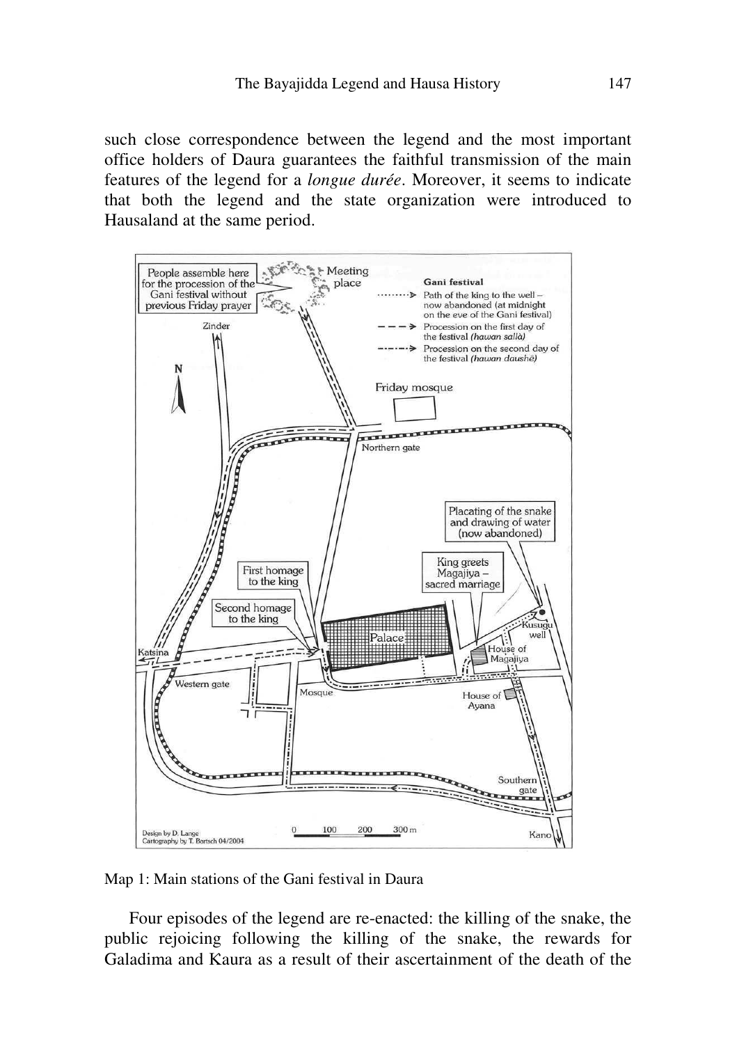such close correspondence between the legend and the most important office holders of Daura guarantees the faithful transmission of the main features of the legend for a *longue durée*. Moreover, it seems to indicate that both the legend and the state organization were introduced to Hausaland at the same period.

Map 1: Main stations of the Gani festival in Daura

Four episodes of the legend are re-enacted: the killing of the snake, the public rejoicing following the killing of the snake, the rewards for Galadima and Kaura as a result of their ascertainment of the death of the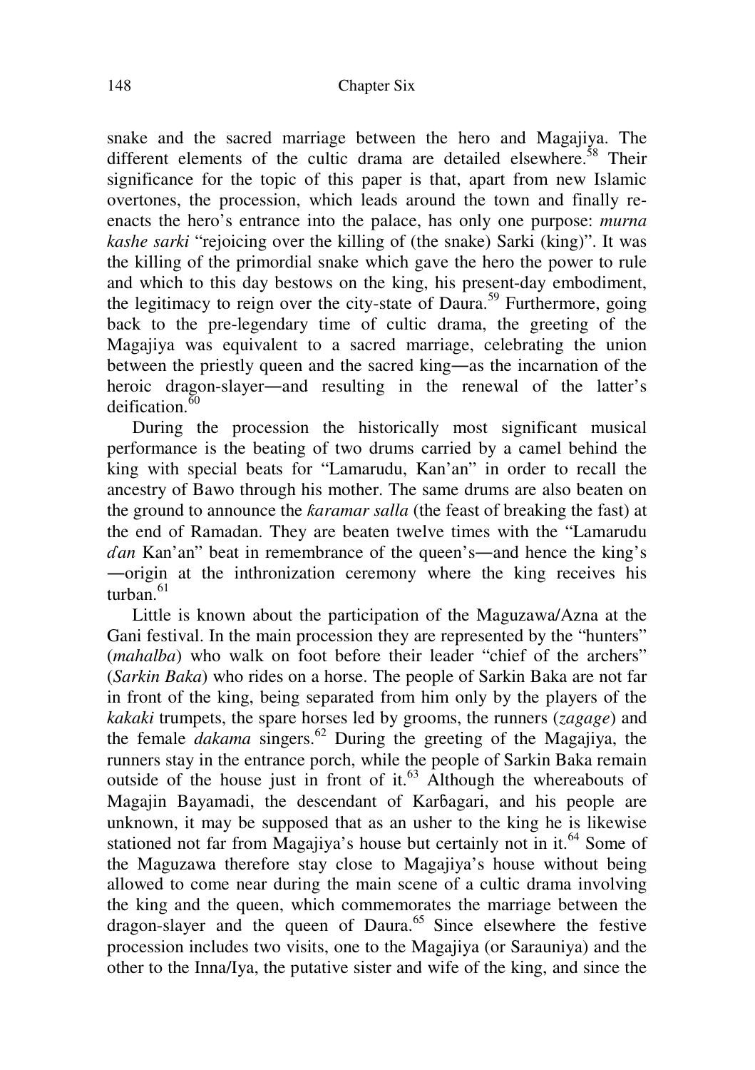snake and the sacred marriage between the hero and Magajiya. The different elements of the cultic drama are detailed elsewhere.[58] Their significance for the topic of this paper is that, apart from new Islamic overtones, the procession, which leads around the town and finally re-enacts the hero's entrance into the palace, has only one purpose: *murna kashe sarki* "rejoicing over the killing of (the snake) Sarki (king)". It was the killing of the primordial snake which gave the hero the power to rule and which to this day bestows on the king, his present-day embodiment, the legitimacy to reign over the city-state of Daura.[59] Furthermore, going back to the pre-legendary time of cultic drama, the greeting of the Magajiya was equivalent to a sacred marriage, celebrating the union between the priestly queen and the sacred king—as the incarnation of the heroic dragon-slayer—and resulting in the renewal of the latter's deification.[60]

During the procession the historically most significant musical performance is the beating of two drums carried by a camel behind the king with special beats for "Lamarudu, Kan'an" in order to recall the ancestry of Bawo through his mother. The same drums are also beaten on the ground to announce the *ƙaramar salla* (the feast of breaking the fast) at the end of Ramadan. They are beaten twelve times with the "Lamarudu *ɗan* Kan'an" beat in remembrance of the queen's—and hence the king's—origin at the inthronization ceremony where the king receives his turban.[61]

Little is known about the participation of the Maguzawa/Azna at the Gani festival. In the main procession they are represented by the "hunters" (*mahalba*) who walk on foot before their leader "chief of the archers" (*Sarkin Baka*) who rides on a horse. The people of Sarkin Baka are not far in front of the king, being separated from him only by the players of the *kakaki* trumpets, the spare horses led by grooms, the runners (*zagage*) and the female *dakama* singers.[62] During the greeting of the Magajiya, the runners stay in the entrance porch, while the people of Sarkin Baka remain outside of the house just in front of it.[63] Although the whereabouts of Magajin Bayamadi, the descendant of Karɓagari, and his people are unknown, it may be supposed that as an usher to the king he is likewise stationed not far from Magajiya's house but certainly not in it.[64] Some of the Maguzawa therefore stay close to Magajiya's house without being allowed to come near during the main scene of a cultic drama involving the king and the queen, which commemorates the marriage between the dragon-slayer and the queen of Daura.[65] Since elsewhere the festive procession includes two visits, one to the Magajiya (or Sarauniya) and the other to the Inna/Iya, the putative sister and wife of the king, and since the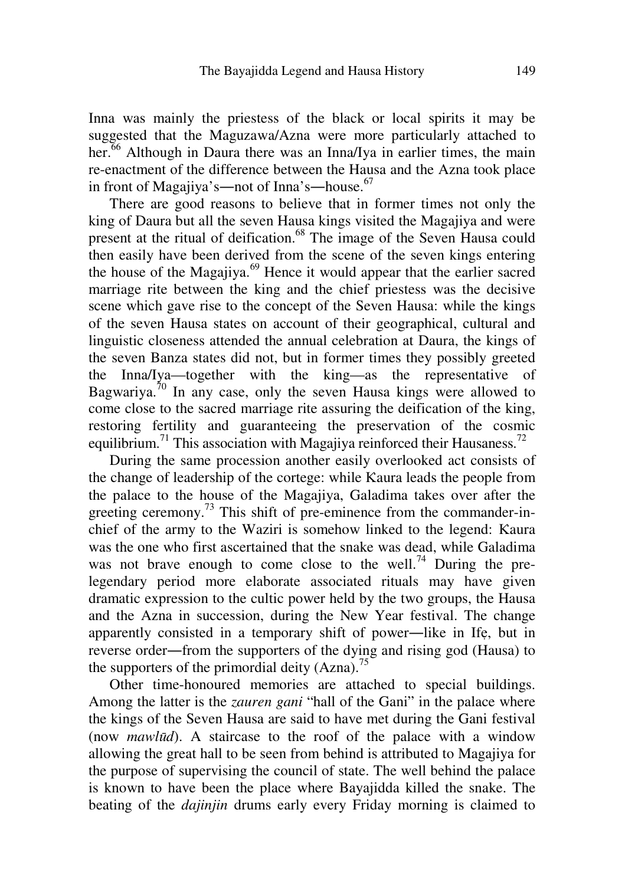Inna was mainly the priestess of the black or local spirits it may be suggested that the Maguzawa/Azna were more particularly attached to her.[66] Although in Daura there was an Inna/Iya in earlier times, the main re-enactment of the difference between the Hausa and the Azna took place in front of Magajiya's—not of Inna's—house.[67]

There are good reasons to believe that in former times not only the king of Daura but all the seven Hausa kings visited the Magajiya and were present at the ritual of deification.[68] The image of the Seven Hausa could then easily have been derived from the scene of the seven kings entering the house of the Magajiya.[69] Hence it would appear that the earlier sacred marriage rite between the king and the chief priestess was the decisive scene which gave rise to the concept of the Seven Hausa: while the kings of the seven Hausa states on account of their geographical, cultural and linguistic closeness attended the annual celebration at Daura, the kings of the seven Banza states did not, but in former times they possibly greeted the Inna/Iya—together with the king—as the representative of Bagwariya.[70] In any case, only the seven Hausa kings were allowed to come close to the sacred marriage rite assuring the deification of the king, restoring fertility and guaranteeing the preservation of the cosmic equilibrium.[71] This association with Magajiya reinforced their Hausaness.[72]

During the same procession another easily overlooked act consists of the change of leadership of the cortege: while Kaura leads the people from the palace to the house of the Magajiya, Galadima takes over after the greeting ceremony.[73] This shift of pre-eminence from the commander-in-chief of the army to the Waziri is somehow linked to the legend: Kaura was the one who first ascertained that the snake was dead, while Galadima was not brave enough to come close to the well.[74] During the pre-legendary period more elaborate associated rituals may have given dramatic expression to the cultic power held by the two groups, the Hausa and the Azna in succession, during the New Year festival. The change apparently consisted in a temporary shift of power—like in Ifẹ, but in reverse order—from the supporters of the dying and rising god (Hausa) to the supporters of the primordial deity (Azna).[75]

Other time-honoured memories are attached to special buildings. Among the latter is the *zauren gani* "hall of the Gani" in the palace where the kings of the Seven Hausa are said to have met during the Gani festival (now *mawlūd*). A staircase to the roof of the palace with a window allowing the great hall to be seen from behind is attributed to Magajiya for the purpose of supervising the council of state. The well behind the palace is known to have been the place where Bayajidda killed the snake. The beating of the *dajinjin* drums early every Friday morning is claimed to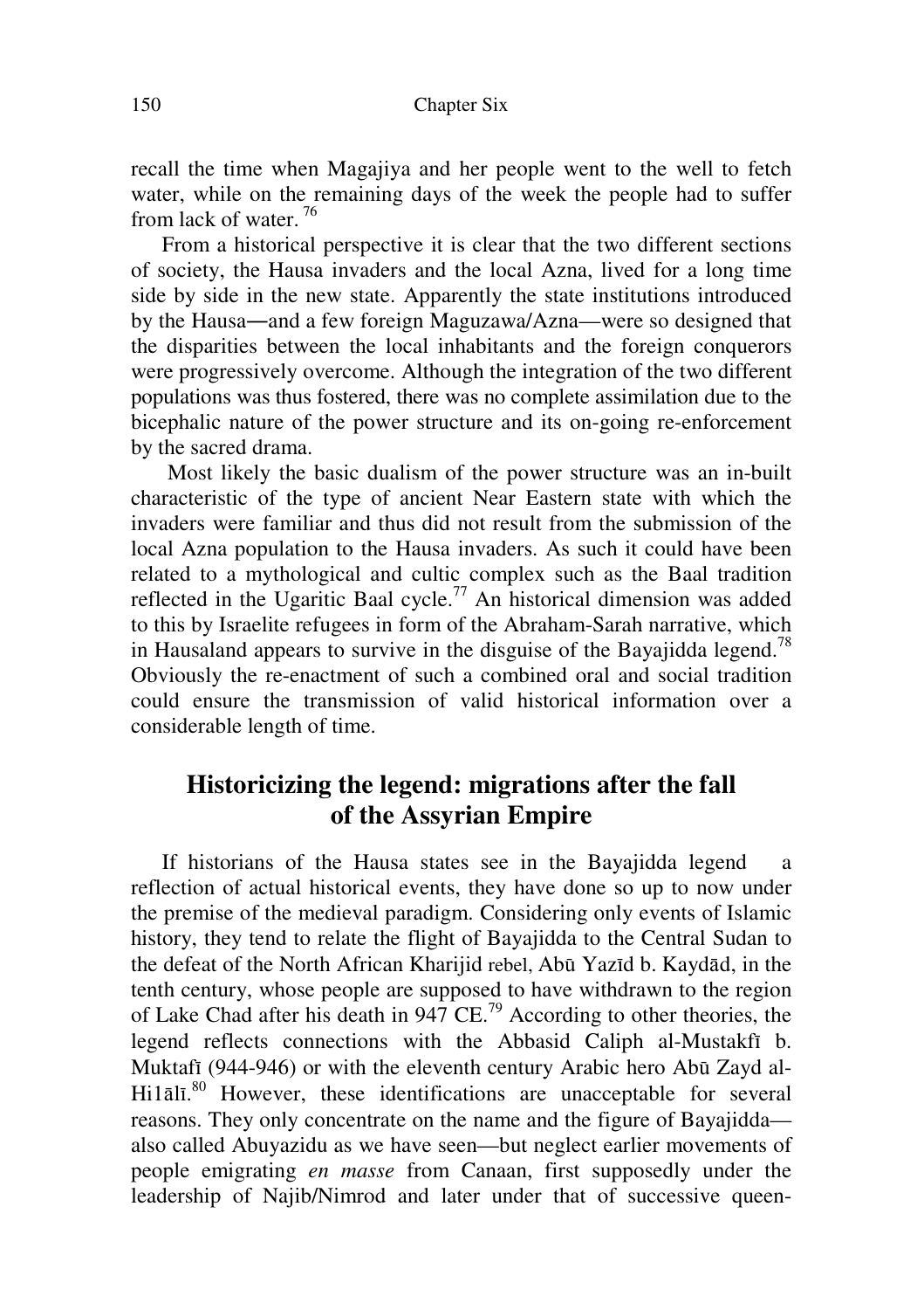recall the time when Magajiya and her people went to the well to fetch water, while on the remaining days of the week the people had to suffer from lack of water.[76]

From a historical perspective it is clear that the two different sections of society, the Hausa invaders and the local Azna, lived for a long time side by side in the new state. Apparently the state institutions introduced by the Hausa—and a few foreign Maguzawa/Azna—were so designed that the disparities between the local inhabitants and the foreign conquerors were progressively overcome. Although the integration of the two different populations was thus fostered, there was no complete assimilation due to the bicephalic nature of the power structure and its on-going re-enforcement by the sacred drama.

Most likely the basic dualism of the power structure was an in-built characteristic of the type of ancient Near Eastern state with which the invaders were familiar and thus did not result from the submission of the local Azna population to the Hausa invaders. As such it could have been related to a mythological and cultic complex such as the Baal tradition reflected in the Ugaritic Baal cycle.[77] An historical dimension was added to this by Israelite refugees in form of the Abraham-Sarah narrative, which in Hausaland appears to survive in the disguise of the Bayajidda legend.[78] Obviously the re-enactment of such a combined oral and social tradition could ensure the transmission of valid historical information over a considerable length of time.

## Historicizing the legend: migrations after the fall of the Assyrian Empire

If historians of the Hausa states see in the Bayajidda legend a reflection of actual historical events, they have done so up to now under the premise of the medieval paradigm. Considering only events of Islamic history, they tend to relate the flight of Bayajidda to the Central Sudan to the defeat of the North African Kharijid rebel, Abū Yazīd b. Kaydād, in the tenth century, whose people are supposed to have withdrawn to the region of Lake Chad after his death in 947 CE.[79] According to other theories, the legend reflects connections with the Abbasid Caliph al-Mustakfī b. Muktafī (944-946) or with the eleventh century Arabic hero Abū Zayd al-Hi1ālī.[80] However, these identifications are unacceptable for several reasons. They only concentrate on the name and the figure of Bayajidda—also called Abuyazidu as we have seen—but neglect earlier movements of people emigrating *en masse* from Canaan, first supposedly under the leadership of Najib/Nimrod and later under that of successive queen-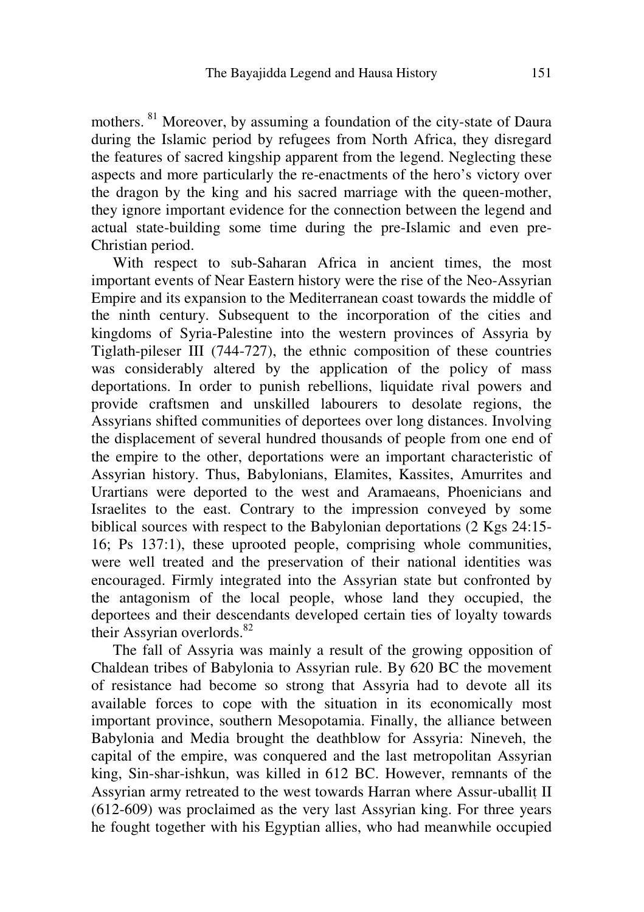mothers. [81] Moreover, by assuming a foundation of the city-state of Daura during the Islamic period by refugees from North Africa, they disregard the features of sacred kingship apparent from the legend. Neglecting these aspects and more particularly the re-enactments of the hero's victory over the dragon by the king and his sacred marriage with the queen-mother, they ignore important evidence for the connection between the legend and actual state-building some time during the pre-Islamic and even pre-Christian period.

With respect to sub-Saharan Africa in ancient times, the most important events of Near Eastern history were the rise of the Neo-Assyrian Empire and its expansion to the Mediterranean coast towards the middle of the ninth century. Subsequent to the incorporation of the cities and kingdoms of Syria-Palestine into the western provinces of Assyria by Tiglath-pileser III (744-727), the ethnic composition of these countries was considerably altered by the application of the policy of mass deportations. In order to punish rebellions, liquidate rival powers and provide craftsmen and unskilled labourers to desolate regions, the Assyrians shifted communities of deportees over long distances. Involving the displacement of several hundred thousands of people from one end of the empire to the other, deportations were an important characteristic of Assyrian history. Thus, Babylonians, Elamites, Kassites, Amurrites and Urartians were deported to the west and Aramaeans, Phoenicians and Israelites to the east. Contrary to the impression conveyed by some biblical sources with respect to the Babylonian deportations (2 Kgs 24:15-16; Ps 137:1), these uprooted people, comprising whole communities, were well treated and the preservation of their national identities was encouraged. Firmly integrated into the Assyrian state but confronted by the antagonism of the local people, whose land they occupied, the deportees and their descendants developed certain ties of loyalty towards their Assyrian overlords.[82]

The fall of Assyria was mainly a result of the growing opposition of Chaldean tribes of Babylonia to Assyrian rule. By 620 BC the movement of resistance had become so strong that Assyria had to devote all its available forces to cope with the situation in its economically most important province, southern Mesopotamia. Finally, the alliance between Babylonia and Media brought the deathblow for Assyria: Nineveh, the capital of the empire, was conquered and the last metropolitan Assyrian king, Sin-shar-ishkun, was killed in 612 BC. However, remnants of the Assyrian army retreated to the west towards Harran where Assur-uballiṭ II (612-609) was proclaimed as the very last Assyrian king. For three years he fought together with his Egyptian allies, who had meanwhile occupied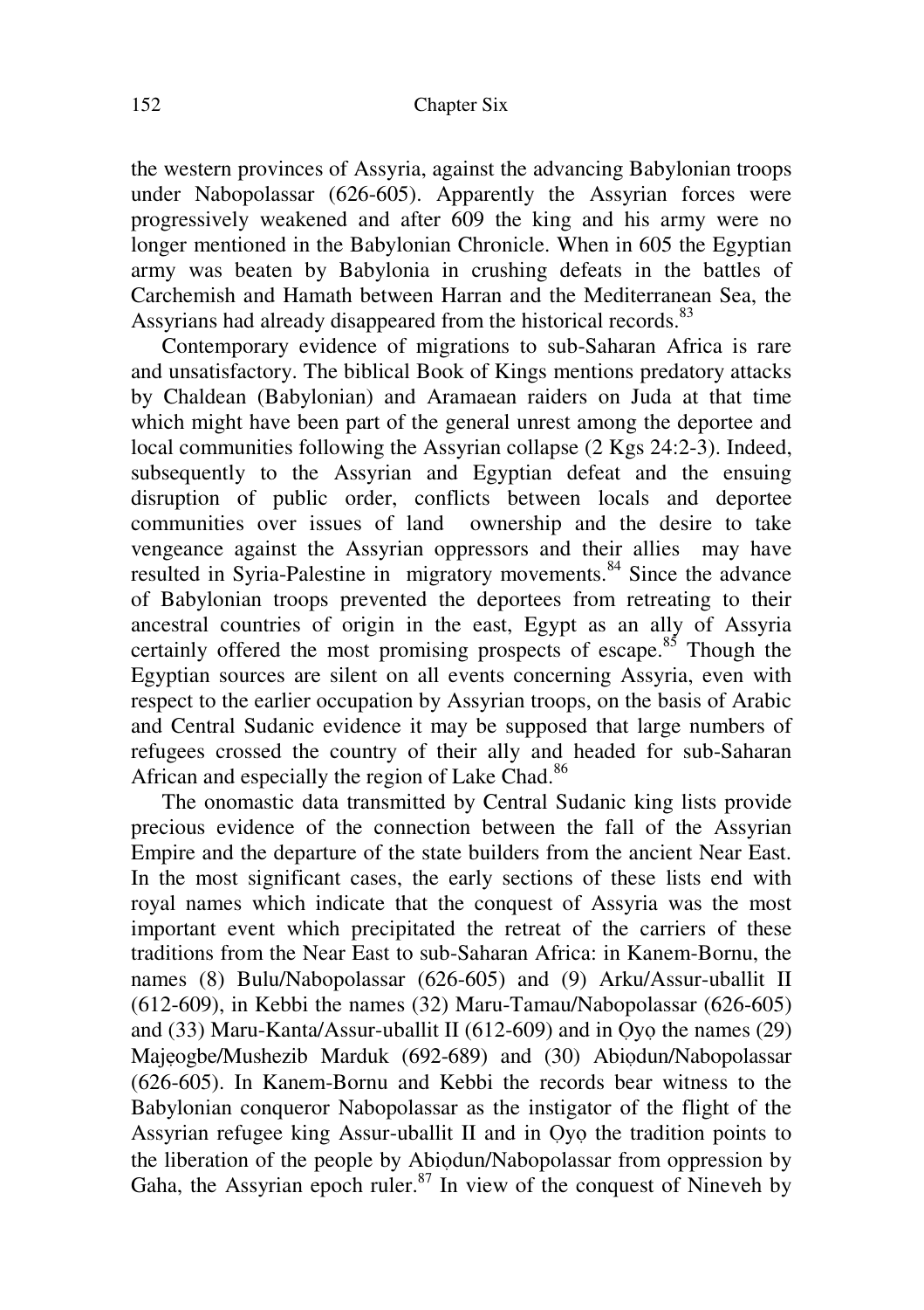the western provinces of Assyria, against the advancing Babylonian troops under Nabopolassar (626-605). Apparently the Assyrian forces were progressively weakened and after 609 the king and his army were no longer mentioned in the Babylonian Chronicle. When in 605 the Egyptian army was beaten by Babylonia in crushing defeats in the battles of Carchemish and Hamath between Harran and the Mediterranean Sea, the Assyrians had already disappeared from the historical records.[83]

Contemporary evidence of migrations to sub-Saharan Africa is rare and unsatisfactory. The biblical Book of Kings mentions predatory attacks by Chaldean (Babylonian) and Aramaean raiders on Juda at that time which might have been part of the general unrest among the deportee and local communities following the Assyrian collapse (2 Kgs 24:2-3). Indeed, subsequently to the Assyrian and Egyptian defeat and the ensuing disruption of public order, conflicts between locals and deportee communities over issues of land ownership and the desire to take vengeance against the Assyrian oppressors and their allies may have resulted in Syria-Palestine in migratory movements.[84] Since the advance of Babylonian troops prevented the deportees from retreating to their ancestral countries of origin in the east, Egypt as an ally of Assyria certainly offered the most promising prospects of escape.[85] Though the Egyptian sources are silent on all events concerning Assyria, even with respect to the earlier occupation by Assyrian troops, on the basis of Arabic and Central Sudanic evidence it may be supposed that large numbers of refugees crossed the country of their ally and headed for sub-Saharan African and especially the region of Lake Chad.[86]

The onomastic data transmitted by Central Sudanic king lists provide precious evidence of the connection between the fall of the Assyrian Empire and the departure of the state builders from the ancient Near East. In the most significant cases, the early sections of these lists end with royal names which indicate that the conquest of Assyria was the most important event which precipitated the retreat of the carriers of these traditions from the Near East to sub-Saharan Africa: in Kanem-Bornu, the names (8) Bulu/Nabopolassar (626-605) and (9) Arku/Assur-uballit II (612-609), in Kebbi the names (32) Maru-Tamau/Nabopolassar (626-605) and (33) Maru-Kanta/Assur-uballit II (612-609) and in Ọyọ the names (29) Majẹogbe/Mushezib Marduk (692-689) and (30) Abiọdun/Nabopolassar (626-605). In Kanem-Bornu and Kebbi the records bear witness to the Babylonian conqueror Nabopolassar as the instigator of the flight of the Assyrian refugee king Assur-uballit II and in Ọyọ the tradition points to the liberation of the people by Abiọdun/Nabopolassar from oppression by Gaha, the Assyrian epoch ruler.[87] In view of the conquest of Nineveh by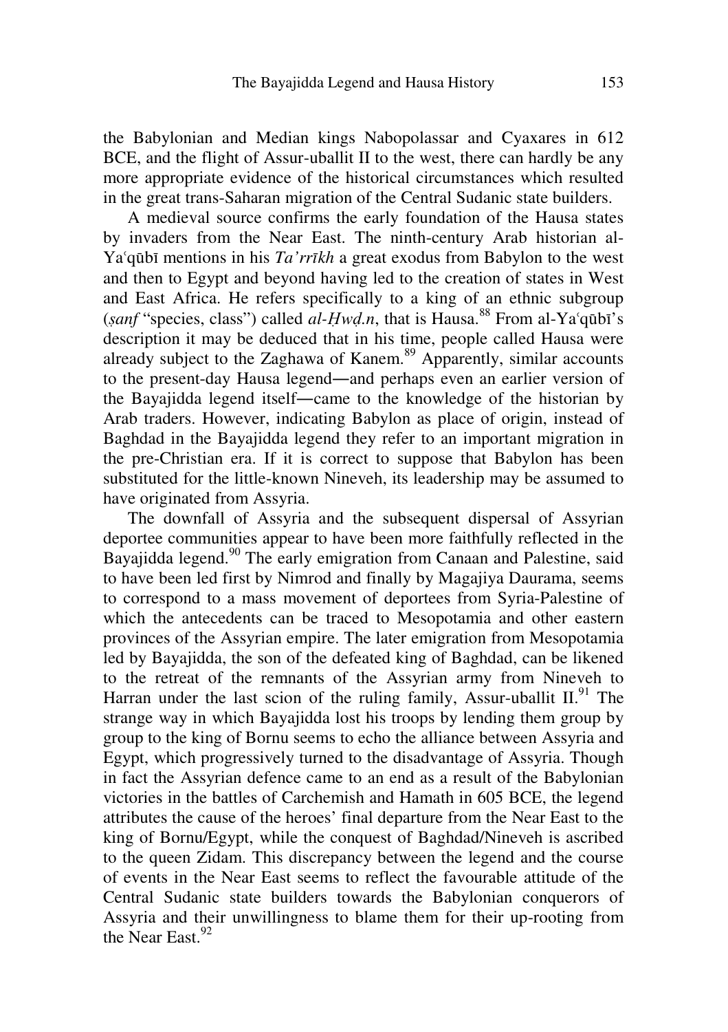the Babylonian and Median kings Nabopolassar and Cyaxares in 612 BCE, and the flight of Assur-uballit II to the west, there can hardly be any more appropriate evidence of the historical circumstances which resulted in the great trans-Saharan migration of the Central Sudanic state builders.

A medieval source confirms the early foundation of the Hausa states by invaders from the Near East. The ninth-century Arab historian al-Yaʿqūbī mentions in his *Ta'rrīkh* a great exodus from Babylon to the west and then to Egypt and beyond having led to the creation of states in West and East Africa. He refers specifically to a king of an ethnic subgroup (*ṣanf* "species, class") called *al-Ḥwḍ.n*, that is Hausa.[88] From al-Yaʿqūbī's description it may be deduced that in his time, people called Hausa were already subject to the Zaghawa of Kanem.[89] Apparently, similar accounts to the present-day Hausa legend—and perhaps even an earlier version of the Bayajidda legend itself—came to the knowledge of the historian by Arab traders. However, indicating Babylon as place of origin, instead of Baghdad in the Bayajidda legend they refer to an important migration in the pre-Christian era. If it is correct to suppose that Babylon has been substituted for the little-known Nineveh, its leadership may be assumed to have originated from Assyria.

The downfall of Assyria and the subsequent dispersal of Assyrian deportee communities appear to have been more faithfully reflected in the Bayajidda legend.[90] The early emigration from Canaan and Palestine, said to have been led first by Nimrod and finally by Magajiya Daurama, seems to correspond to a mass movement of deportees from Syria-Palestine of which the antecedents can be traced to Mesopotamia and other eastern provinces of the Assyrian empire. The later emigration from Mesopotamia led by Bayajidda, the son of the defeated king of Baghdad, can be likened to the retreat of the remnants of the Assyrian army from Nineveh to Harran under the last scion of the ruling family, Assur-uballit II.[91] The strange way in which Bayajidda lost his troops by lending them group by group to the king of Bornu seems to echo the alliance between Assyria and Egypt, which progressively turned to the disadvantage of Assyria. Though in fact the Assyrian defence came to an end as a result of the Babylonian victories in the battles of Carchemish and Hamath in 605 BCE, the legend attributes the cause of the heroes' final departure from the Near East to the king of Bornu/Egypt, while the conquest of Baghdad/Nineveh is ascribed to the queen Zidam. This discrepancy between the legend and the course of events in the Near East seems to reflect the favourable attitude of the Central Sudanic state builders towards the Babylonian conquerors of Assyria and their unwillingness to blame them for their up-rooting from the Near East.[92]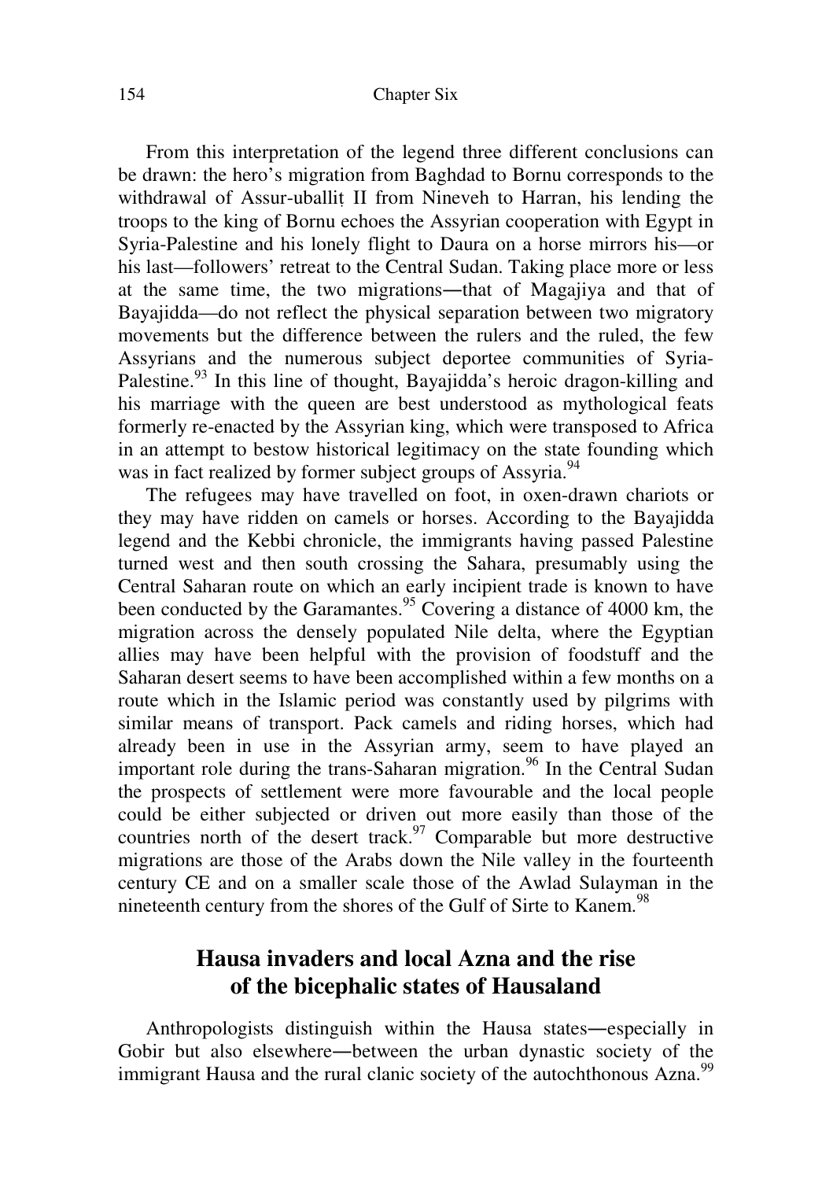From this interpretation of the legend three different conclusions can be drawn: the hero's migration from Baghdad to Bornu corresponds to the withdrawal of Assur-uballiṭ II from Nineveh to Harran, his lending the troops to the king of Bornu echoes the Assyrian cooperation with Egypt in Syria-Palestine and his lonely flight to Daura on a horse mirrors his—or his last—followers' retreat to the Central Sudan. Taking place more or less at the same time, the two migrations―that of Magajiya and that of Bayajidda—do not reflect the physical separation between two migratory movements but the difference between the rulers and the ruled, the few Assyrians and the numerous subject deportee communities of Syria-Palestine.[93] In this line of thought, Bayajidda's heroic dragon-killing and his marriage with the queen are best understood as mythological feats formerly re-enacted by the Assyrian king, which were transposed to Africa in an attempt to bestow historical legitimacy on the state founding which was in fact realized by former subject groups of Assyria.[94]

The refugees may have travelled on foot, in oxen-drawn chariots or they may have ridden on camels or horses. According to the Bayajidda legend and the Kebbi chronicle, the immigrants having passed Palestine turned west and then south crossing the Sahara, presumably using the Central Saharan route on which an early incipient trade is known to have been conducted by the Garamantes.[95] Covering a distance of 4000 km, the migration across the densely populated Nile delta, where the Egyptian allies may have been helpful with the provision of foodstuff and the Saharan desert seems to have been accomplished within a few months on a route which in the Islamic period was constantly used by pilgrims with similar means of transport. Pack camels and riding horses, which had already been in use in the Assyrian army, seem to have played an important role during the trans-Saharan migration.[96] In the Central Sudan the prospects of settlement were more favourable and the local people could be either subjected or driven out more easily than those of the countries north of the desert track.[97] Comparable but more destructive migrations are those of the Arabs down the Nile valley in the fourteenth century CE and on a smaller scale those of the Awlad Sulayman in the nineteenth century from the shores of the Gulf of Sirte to Kanem.[98]

## Hausa invaders and local Azna and the rise of the bicephalic states of Hausaland

Anthropologists distinguish within the Hausa states―especially in Gobir but also elsewhere―between the urban dynastic society of the immigrant Hausa and the rural clanic society of the autochthonous Azna.[99]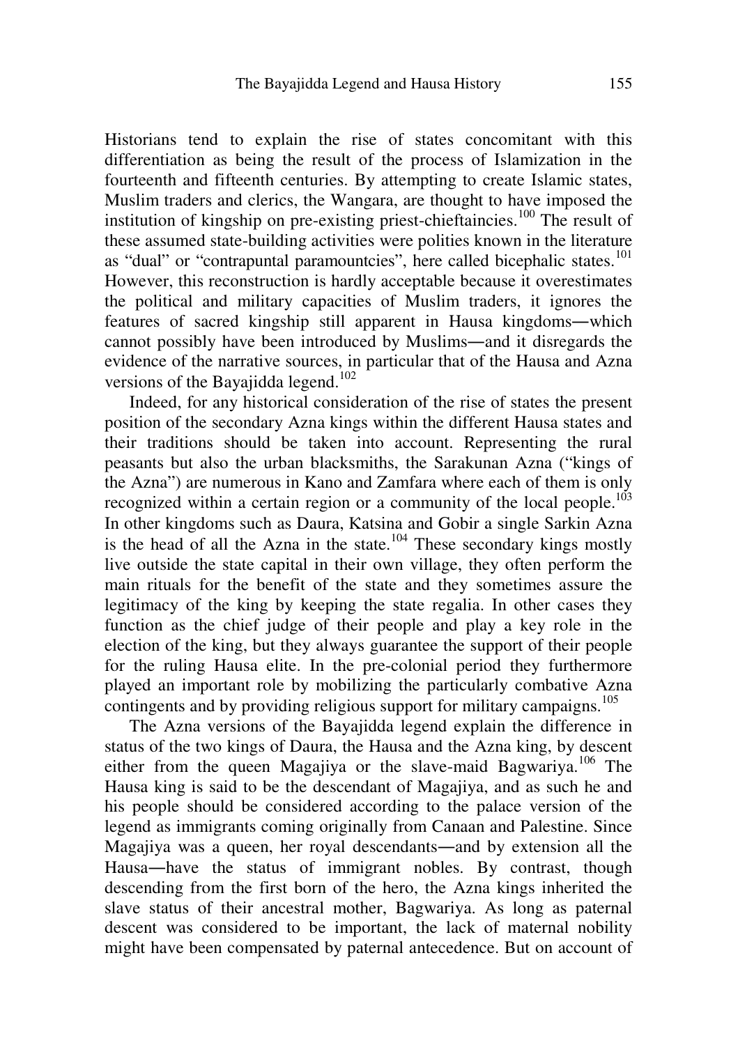Historians tend to explain the rise of states concomitant with this differentiation as being the result of the process of Islamization in the fourteenth and fifteenth centuries. By attempting to create Islamic states, Muslim traders and clerics, the Wangara, are thought to have imposed the institution of kingship on pre-existing priest-chieftaincies.[100] The result of these assumed state-building activities were polities known in the literature as "dual" or "contrapuntal paramountcies", here called bicephalic states.[101] However, this reconstruction is hardly acceptable because it overestimates the political and military capacities of Muslim traders, it ignores the features of sacred kingship still apparent in Hausa kingdoms—which cannot possibly have been introduced by Muslims—and it disregards the evidence of the narrative sources, in particular that of the Hausa and Azna versions of the Bayajidda legend.[102]

Indeed, for any historical consideration of the rise of states the present position of the secondary Azna kings within the different Hausa states and their traditions should be taken into account. Representing the rural peasants but also the urban blacksmiths, the Sarakunan Azna ("kings of the Azna") are numerous in Kano and Zamfara where each of them is only recognized within a certain region or a community of the local people.[103] In other kingdoms such as Daura, Ƙatsina and Gobir a single Sarkin Azna is the head of all the Azna in the state.[104] These secondary kings mostly live outside the state capital in their own village, they often perform the main rituals for the benefit of the state and they sometimes assure the legitimacy of the king by keeping the state regalia. In other cases they function as the chief judge of their people and play a key role in the election of the king, but they always guarantee the support of their people for the ruling Hausa elite. In the pre-colonial period they furthermore played an important role by mobilizing the particularly combative Azna contingents and by providing religious support for military campaigns.[105]

The Azna versions of the Bayajidda legend explain the difference in status of the two kings of Daura, the Hausa and the Azna king, by descent either from the queen Magajiya or the slave-maid Bagwariya.[106] The Hausa king is said to be the descendant of Magajiya, and as such he and his people should be considered according to the palace version of the legend as immigrants coming originally from Canaan and Palestine. Since Magajiya was a queen, her royal descendants—and by extension all the Hausa—have the status of immigrant nobles. By contrast, though descending from the first born of the hero, the Azna kings inherited the slave status of their ancestral mother, Bagwariya. As long as paternal descent was considered to be important, the lack of maternal nobility might have been compensated by paternal antecedence. But on account of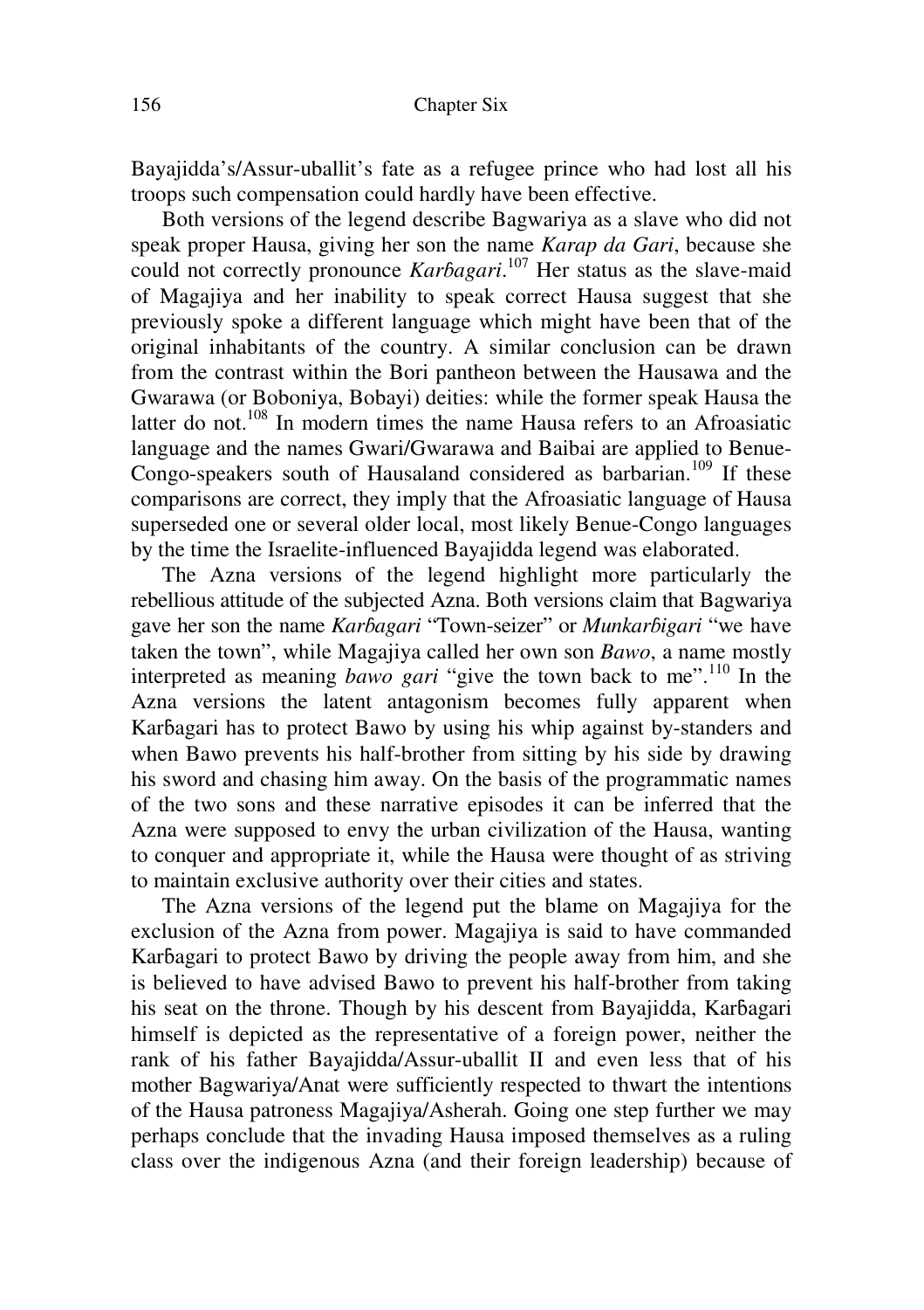Bayajidda's/Assur-uballit's fate as a refugee prince who had lost all his troops such compensation could hardly have been effective.

Both versions of the legend describe Bagwariya as a slave who did not speak proper Hausa, giving her son the name *Karap da Gari*, because she could not correctly pronounce *Karɓagari*.[107] Her status as the slave-maid of Magajiya and her inability to speak correct Hausa suggest that she previously spoke a different language which might have been that of the original inhabitants of the country. A similar conclusion can be drawn from the contrast within the Bori pantheon between the Hausawa and the Gwarawa (or Boboniya, Bobayi) deities: while the former speak Hausa the latter do not.[108] In modern times the name Hausa refers to an Afroasiatic language and the names Gwari/Gwarawa and Baibai are applied to Benue-Congo-speakers south of Hausaland considered as barbarian.[109] If these comparisons are correct, they imply that the Afroasiatic language of Hausa superseded one or several older local, most likely Benue-Congo languages by the time the Israelite-influenced Bayajidda legend was elaborated.

The Azna versions of the legend highlight more particularly the rebellious attitude of the subjected Azna. Both versions claim that Bagwariya gave her son the name *Karɓagari* "Town-seizer" or *Munkarɓigari* "we have taken the town", while Magajiya called her own son *Bawo*, a name mostly interpreted as meaning *bawo gari* "give the town back to me".[110] In the Azna versions the latent antagonism becomes fully apparent when Karɓagari has to protect Bawo by using his whip against by-standers and when Bawo prevents his half-brother from sitting by his side by drawing his sword and chasing him away. On the basis of the programmatic names of the two sons and these narrative episodes it can be inferred that the Azna were supposed to envy the urban civilization of the Hausa, wanting to conquer and appropriate it, while the Hausa were thought of as striving to maintain exclusive authority over their cities and states.

The Azna versions of the legend put the blame on Magajiya for the exclusion of the Azna from power. Magajiya is said to have commanded Karɓagari to protect Bawo by driving the people away from him, and she is believed to have advised Bawo to prevent his half-brother from taking his seat on the throne. Though by his descent from Bayajidda, Karɓagari himself is depicted as the representative of a foreign power, neither the rank of his father Bayajidda/Assur-uballit II and even less that of his mother Bagwariya/Anat were sufficiently respected to thwart the intentions of the Hausa patroness Magajiya/Asherah. Going one step further we may perhaps conclude that the invading Hausa imposed themselves as a ruling class over the indigenous Azna (and their foreign leadership) because of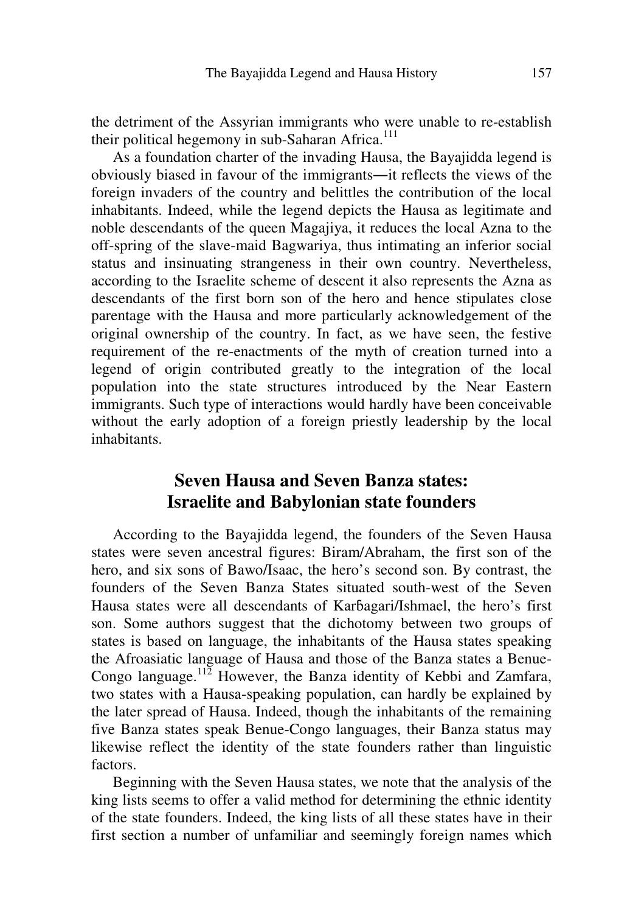the detriment of the Assyrian immigrants who were unable to re-establish their political hegemony in sub-Saharan Africa.[111]

As a foundation charter of the invading Hausa, the Bayajidda legend is obviously biased in favour of the immigrants—it reflects the views of the foreign invaders of the country and belittles the contribution of the local inhabitants. Indeed, while the legend depicts the Hausa as legitimate and noble descendants of the queen Magajiya, it reduces the local Azna to the off-spring of the slave-maid Bagwariya, thus intimating an inferior social status and insinuating strangeness in their own country. Nevertheless, according to the Israelite scheme of descent it also represents the Azna as descendants of the first born son of the hero and hence stipulates close parentage with the Hausa and more particularly acknowledgement of the original ownership of the country. In fact, as we have seen, the festive requirement of the re-enactments of the myth of creation turned into a legend of origin contributed greatly to the integration of the local population into the state structures introduced by the Near Eastern immigrants. Such type of interactions would hardly have been conceivable without the early adoption of a foreign priestly leadership by the local inhabitants.

## Seven Hausa and Seven Banza states: Israelite and Babylonian state founders

According to the Bayajidda legend, the founders of the Seven Hausa states were seven ancestral figures: Biram/Abraham, the first son of the hero, and six sons of Bawo/Isaac, the hero's second son. By contrast, the founders of the Seven Banza States situated south-west of the Seven Hausa states were all descendants of Karɓagari/Ishmael, the hero's first son. Some authors suggest that the dichotomy between two groups of states is based on language, the inhabitants of the Hausa states speaking the Afroasiatic language of Hausa and those of the Banza states a Benue-Congo language.[112] However, the Banza identity of Kebbi and Zamfara, two states with a Hausa-speaking population, can hardly be explained by the later spread of Hausa. Indeed, though the inhabitants of the remaining five Banza states speak Benue-Congo languages, their Banza status may likewise reflect the identity of the state founders rather than linguistic factors.

Beginning with the Seven Hausa states, we note that the analysis of the king lists seems to offer a valid method for determining the ethnic identity of the state founders. Indeed, the king lists of all these states have in their first section a number of unfamiliar and seemingly foreign names which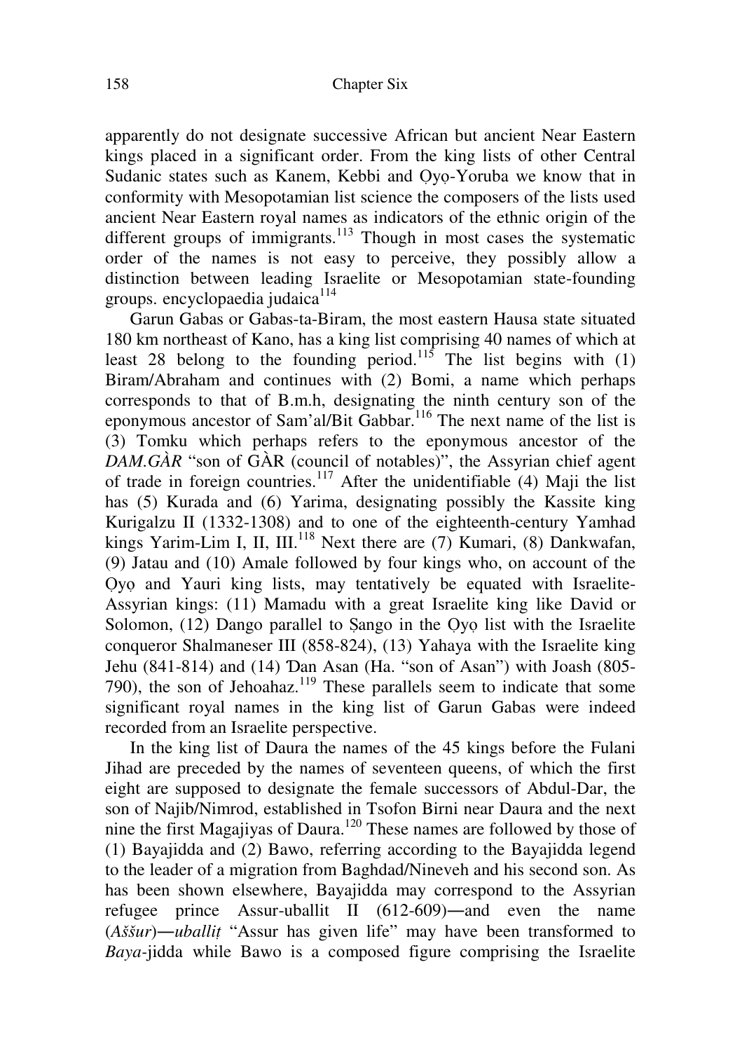apparently do not designate successive African but ancient Near Eastern kings placed in a significant order. From the king lists of other Central Sudanic states such as Kanem, Kebbi and Ọyọ-Yoruba we know that in conformity with Mesopotamian list science the composers of the lists used ancient Near Eastern royal names as indicators of the ethnic origin of the different groups of immigrants.[113] Though in most cases the systematic order of the names is not easy to perceive, they possibly allow a distinction between leading Israelite or Mesopotamian state-founding groups. encyclopaedia judaica[114]

Garun Gabas or Gabas-ta-Biram, the most eastern Hausa state situated 180 km northeast of Kano, has a king list comprising 40 names of which at least 28 belong to the founding period.[115] The list begins with (1) Biram/Abraham and continues with (2) Bomi, a name which perhaps corresponds to that of B.m.h, designating the ninth century son of the eponymous ancestor of Sam'al/Bit Gabbar.[116] The next name of the list is (3) Tomku which perhaps refers to the eponymous ancestor of the *DAM.GÀR* "son of GÀR (council of notables)", the Assyrian chief agent of trade in foreign countries.[117] After the unidentifiable (4) Maji the list has (5) Kurada and (6) Yarima, designating possibly the Kassite king Kurigalzu II (1332-1308) and to one of the eighteenth-century Yamhad kings Yarim-Lim I, II, III.[118] Next there are (7) Kumari, (8) Dankwafan, (9) Jatau and (10) Amale followed by four kings who, on account of the Ọyọ and Yauri king lists, may tentatively be equated with Israelite-Assyrian kings: (11) Mamadu with a great Israelite king like David or Solomon, (12) Dango parallel to Ṣango in the Ọyọ list with the Israelite conqueror Shalmaneser III (858-824), (13) Yahaya with the Israelite king Jehu (841-814) and (14) Ɗan Asan (Ha. "son of Asan") with Joash (805-790), the son of Jehoahaz.[119] These parallels seem to indicate that some significant royal names in the king list of Garun Gabas were indeed recorded from an Israelite perspective.

In the king list of Daura the names of the 45 kings before the Fulani Jihad are preceded by the names of seventeen queens, of which the first eight are supposed to designate the female successors of Abdul-Dar, the son of Najib/Nimrod, established in Tsofon Birni near Daura and the next nine the first Magajiyas of Daura.[120] These names are followed by those of (1) Bayajidda and (2) Bawo, referring according to the Bayajidda legend to the leader of a migration from Baghdad/Nineveh and his second son. As has been shown elsewhere, Bayajidda may correspond to the Assyrian refugee prince Assur-uballit II (612-609)―and even the name (*Aššur*)―*uballiṭ* "Assur has given life" may have been transformed to *Baya*-jidda while Bawo is a composed figure comprising the Israelite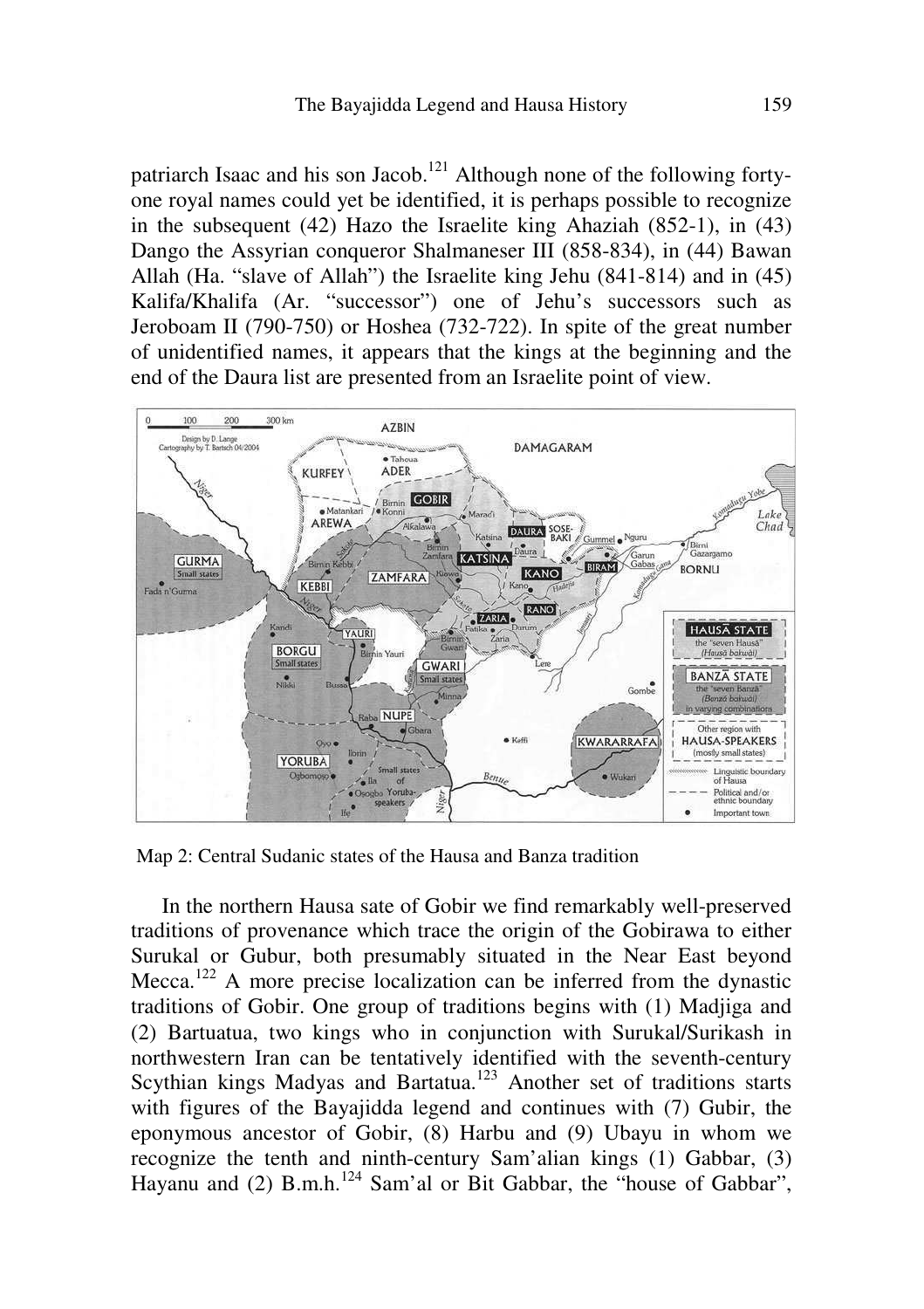patriarch Isaac and his son Jacob.[121] Although none of the following forty-one royal names could yet be identified, it is perhaps possible to recognize in the subsequent (42) Hazo the Israelite king Ahaziah (852-1), in (43) Dango the Assyrian conqueror Shalmaneser III (858-834), in (44) Bawan Allah (Ha. "slave of Allah") the Israelite king Jehu (841-814) and in (45) Kalifa/Khalifa (Ar. "successor") one of Jehu's successors such as Jeroboam II (790-750) or Hoshea (732-722). In spite of the great number of unidentified names, it appears that the kings at the beginning and the end of the Daura list are presented from an Israelite point of view.

Map 2: Central Sudanic states of the Hausa and Banza tradition

In the northern Hausa sate of Gobir we find remarkably well-preserved traditions of provenance which trace the origin of the Gobirawa to either Surukal or Gubur, both presumably situated in the Near East beyond Mecca.[122] A more precise localization can be inferred from the dynastic traditions of Gobir. One group of traditions begins with (1) Madjiga and (2) Bartuatua, two kings who in conjunction with Surukal/Surikash in northwestern Iran can be tentatively identified with the seventh-century Scythian kings Madyas and Bartatua.[123] Another set of traditions starts with figures of the Bayajidda legend and continues with (7) Gubir, the eponymous ancestor of Gobir, (8) Harbu and (9) Ubayu in whom we recognize the tenth and ninth-century Sam'alian kings (1) Gabbar, (3) Hayanu and (2) B.m.h.[124] Sam'al or Bit Gabbar, the "house of Gabbar",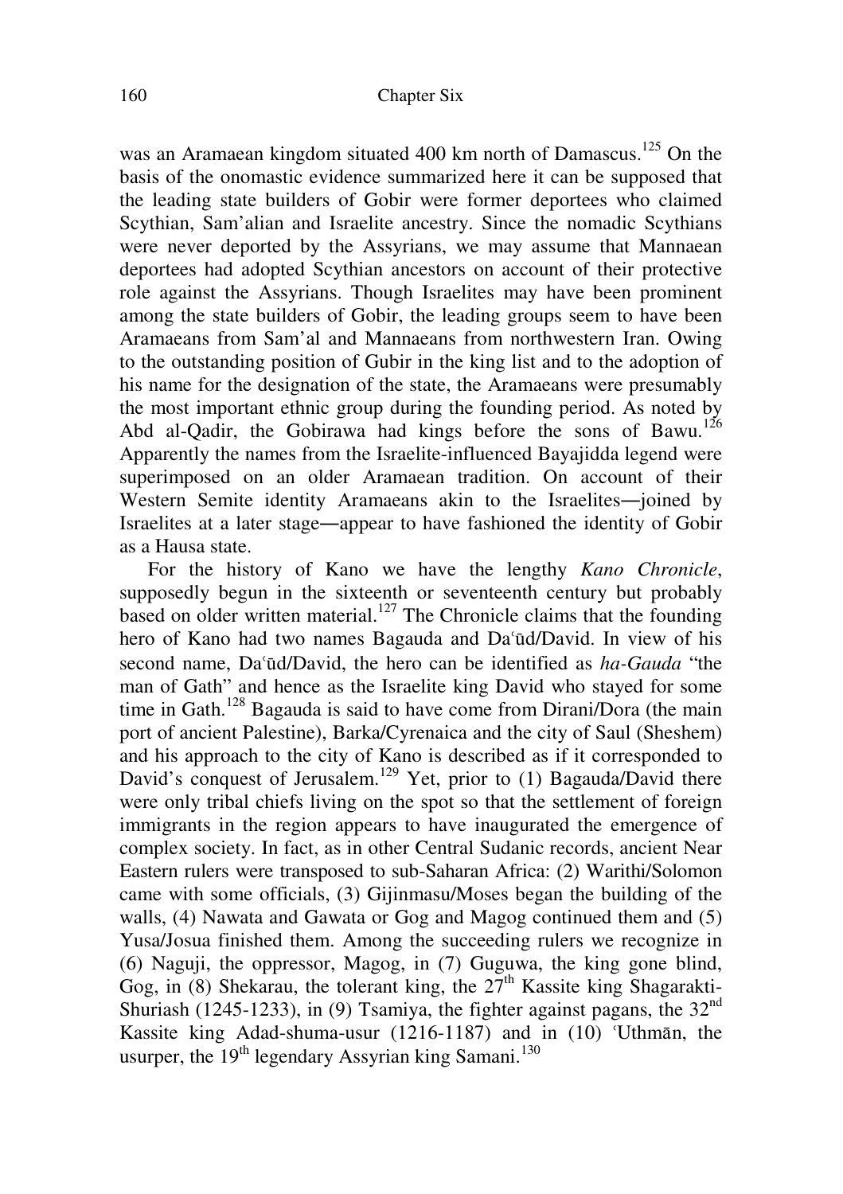was an Aramaean kingdom situated 400 km north of Damascus.[125] On the basis of the onomastic evidence summarized here it can be supposed that the leading state builders of Gobir were former deportees who claimed Scythian, Sam'alian and Israelite ancestry. Since the nomadic Scythians were never deported by the Assyrians, we may assume that Mannaean deportees had adopted Scythian ancestors on account of their protective role against the Assyrians. Though Israelites may have been prominent among the state builders of Gobir, the leading groups seem to have been Aramaeans from Sam'al and Mannaeans from northwestern Iran. Owing to the outstanding position of Gubir in the king list and to the adoption of his name for the designation of the state, the Aramaeans were presumably the most important ethnic group during the founding period. As noted by Abd al-Qadir, the Gobirawa had kings before the sons of Bawu.[126] Apparently the names from the Israelite-influenced Bayajidda legend were superimposed on an older Aramaean tradition. On account of their Western Semite identity Aramaeans akin to the Israelites—joined by Israelites at a later stage—appear to have fashioned the identity of Gobir as a Hausa state.

For the history of Kano we have the lengthy *Kano Chronicle*, supposedly begun in the sixteenth or seventeenth century but probably based on older written material.[127] The Chronicle claims that the founding hero of Kano had two names Bagauda and Daʿūd/David. In view of his second name, Daʿūd/David, the hero can be identified as *ha-Gauda* "the man of Gath" and hence as the Israelite king David who stayed for some time in Gath.[128] Bagauda is said to have come from Dirani/Dora (the main port of ancient Palestine), Barka/Cyrenaica and the city of Saul (Sheshem) and his approach to the city of Kano is described as if it corresponded to David's conquest of Jerusalem.[129] Yet, prior to (1) Bagauda/David there were only tribal chiefs living on the spot so that the settlement of foreign immigrants in the region appears to have inaugurated the emergence of complex society. In fact, as in other Central Sudanic records, ancient Near Eastern rulers were transposed to sub-Saharan Africa: (2) Warithi/Solomon came with some officials, (3) Gijinmasu/Moses began the building of the walls, (4) Nawata and Gawata or Gog and Magog continued them and (5) Yusa/Josua finished them. Among the succeeding rulers we recognize in (6) Naguji, the oppressor, Magog, in (7) Guguwa, the king gone blind, Gog, in (8) Shekarau, the tolerant king, the 27th Kassite king Shagarakti-Shuriash (1245-1233), in (9) Tsamiya, the fighter against pagans, the 32nd Kassite king Adad-shuma-usur (1216-1187) and in (10) ʿUthmān, the usurper, the 19th legendary Assyrian king Samani.[130]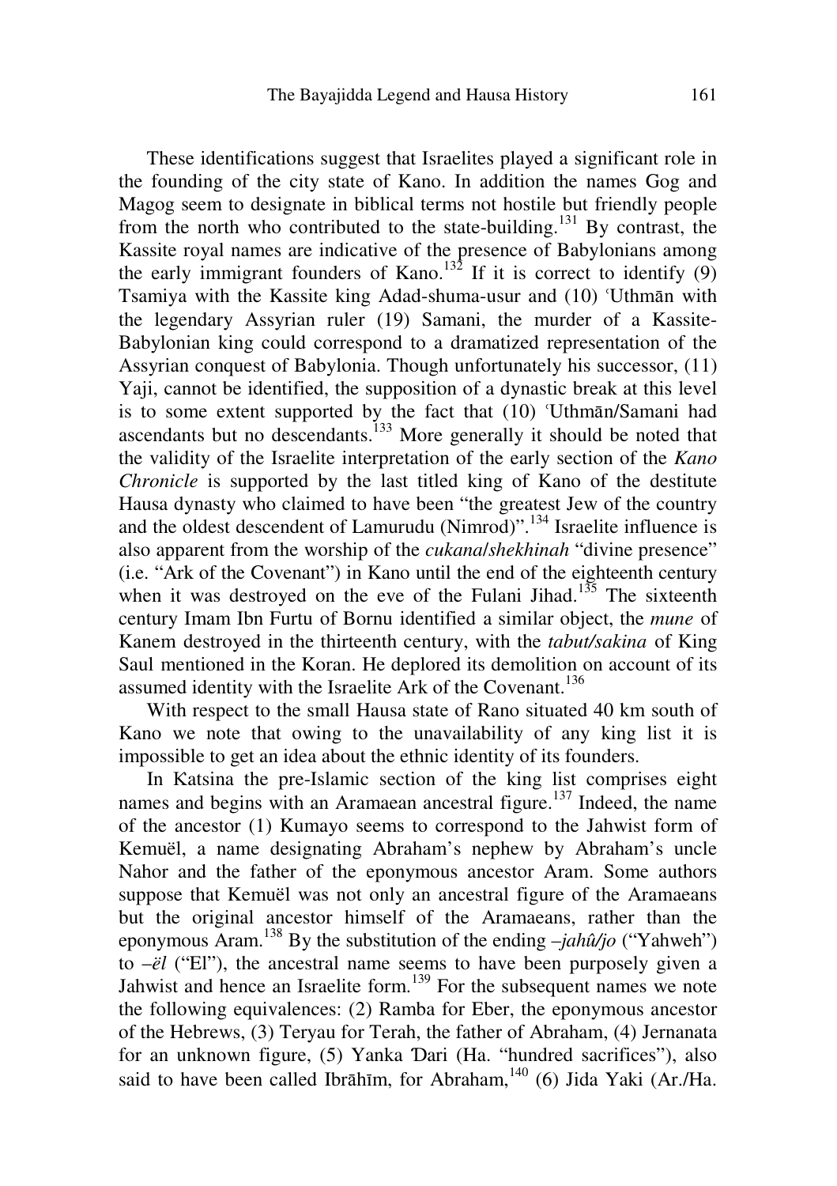These identifications suggest that Israelites played a significant role in the founding of the city state of Kano. In addition the names Gog and Magog seem to designate in biblical terms not hostile but friendly people from the north who contributed to the state-building.[131] By contrast, the Kassite royal names are indicative of the presence of Babylonians among the early immigrant founders of Kano.[132] If it is correct to identify (9) Tsamiya with the Kassite king Adad-shuma-usur and (10) ʿUthmān with the legendary Assyrian ruler (19) Samani, the murder of a Kassite-Babylonian king could correspond to a dramatized representation of the Assyrian conquest of Babylonia. Though unfortunately his successor, (11) Yaji, cannot be identified, the supposition of a dynastic break at this level is to some extent supported by the fact that (10) ʿUthmān/Samani had ascendants but no descendants.[133] More generally it should be noted that the validity of the Israelite interpretation of the early section of the *Kano Chronicle* is supported by the last titled king of Kano of the destitute Hausa dynasty who claimed to have been "the greatest Jew of the country and the oldest descendent of Lamurudu (Nimrod)".[134] Israelite influence is also apparent from the worship of the *cukana*/*shekhinah* "divine presence" (i.e. "Ark of the Covenant") in Kano until the end of the eighteenth century when it was destroyed on the eve of the Fulani Jihad.[135] The sixteenth century Imam Ibn Furtu of Bornu identified a similar object, the *mune* of Kanem destroyed in the thirteenth century, with the *tabut/sakina* of King Saul mentioned in the Koran. He deplored its demolition on account of its assumed identity with the Israelite Ark of the Covenant.[136]

With respect to the small Hausa state of Rano situated 40 km south of Kano we note that owing to the unavailability of any king list it is impossible to get an idea about the ethnic identity of its founders.

In Katsina the pre-Islamic section of the king list comprises eight names and begins with an Aramaean ancestral figure.[137] Indeed, the name of the ancestor (1) Kumayo seems to correspond to the Jahwist form of Kemuël, a name designating Abraham's nephew by Abraham's uncle Nahor and the father of the eponymous ancestor Aram. Some authors suppose that Kemuël was not only an ancestral figure of the Aramaeans but the original ancestor himself of the Aramaeans, rather than the eponymous Aram.[138] By the substitution of the ending *–jahû/jo* ("Yahweh") to *–ël* ("El"), the ancestral name seems to have been purposely given a Jahwist and hence an Israelite form.[139] For the subsequent names we note the following equivalences: (2) Ramba for Eber, the eponymous ancestor of the Hebrews, (3) Teryau for Terah, the father of Abraham, (4) Jernanata for an unknown figure, (5) Yanka Ɗari (Ha. "hundred sacrifices"), also said to have been called Ibrāhīm, for Abraham,[140] (6) Jida Yaki (Ar./Ha.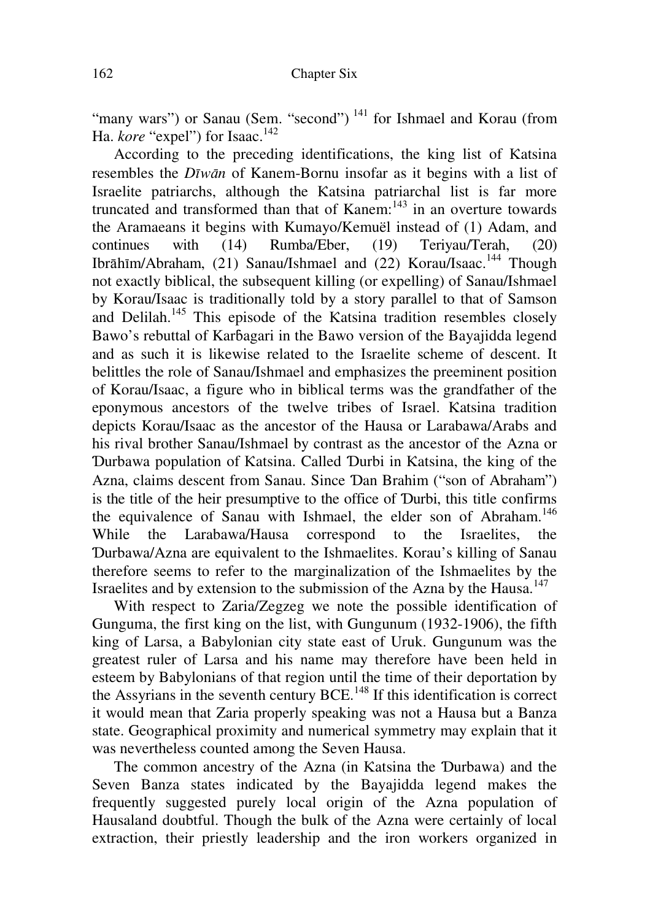“many wars”) or Sanau (Sem. “second”) [141] for Ishmael and Korau (from Ha. *kore* “expel”) for Isaac.[142]

According to the preceding identifications, the king list of Katsina resembles the *Dīwān* of Kanem-Bornu insofar as it begins with a list of Israelite patriarchs, although the Katsina patriarchal list is far more truncated and transformed than that of Kanem:[143] in an overture towards the Aramaeans it begins with Kumayo/Kemuël instead of (1) Adam, and continues with (14) Rumba/Eber, (19) Teriyau/Terah, (20) Ibrāhīm/Abraham, (21) Sanau/Ishmael and (22) Korau/Isaac.[144] Though not exactly biblical, the subsequent killing (or expelling) of Sanau/Ishmael by Korau/Isaac is traditionally told by a story parallel to that of Samson and Delilah.[145] This episode of the Katsina tradition resembles closely Bawo’s rebuttal of Karɓagari in the Bawo version of the Bayajidda legend and as such it is likewise related to the Israelite scheme of descent. It belittles the role of Sanau/Ishmael and emphasizes the preeminent position of Korau/Isaac, a figure who in biblical terms was the grandfather of the eponymous ancestors of the twelve tribes of Israel. Katsina tradition depicts Korau/Isaac as the ancestor of the Hausa or Larabawa/Arabs and his rival brother Sanau/Ishmael by contrast as the ancestor of the Azna or Ɗurbawa population of Katsina. Called Ɗurbi in Katsina, the king of the Azna, claims descent from Sanau. Since Ɗan Brahim (“son of Abraham”) is the title of the heir presumptive to the office of Ɗurbi, this title confirms the equivalence of Sanau with Ishmael, the elder son of Abraham.[146] While the Larabawa/Hausa correspond to the Israelites, the Ɗurbawa/Azna are equivalent to the Ishmaelites. Korau’s killing of Sanau therefore seems to refer to the marginalization of the Ishmaelites by the Israelites and by extension to the submission of the Azna by the Hausa.[147]

With respect to Zaria/Zegzeg we note the possible identification of Gunguma, the first king on the list, with Gungunum (1932-1906), the fifth king of Larsa, a Babylonian city state east of Uruk. Gungunum was the greatest ruler of Larsa and his name may therefore have been held in esteem by Babylonians of that region until the time of their deportation by the Assyrians in the seventh century BCE.[148] If this identification is correct it would mean that Zaria properly speaking was not a Hausa but a Banza state. Geographical proximity and numerical symmetry may explain that it was nevertheless counted among the Seven Hausa.

The common ancestry of the Azna (in Katsina the Ɗurbawa) and the Seven Banza states indicated by the Bayajidda legend makes the frequently suggested purely local origin of the Azna population of Hausaland doubtful. Though the bulk of the Azna were certainly of local extraction, their priestly leadership and the iron workers organized in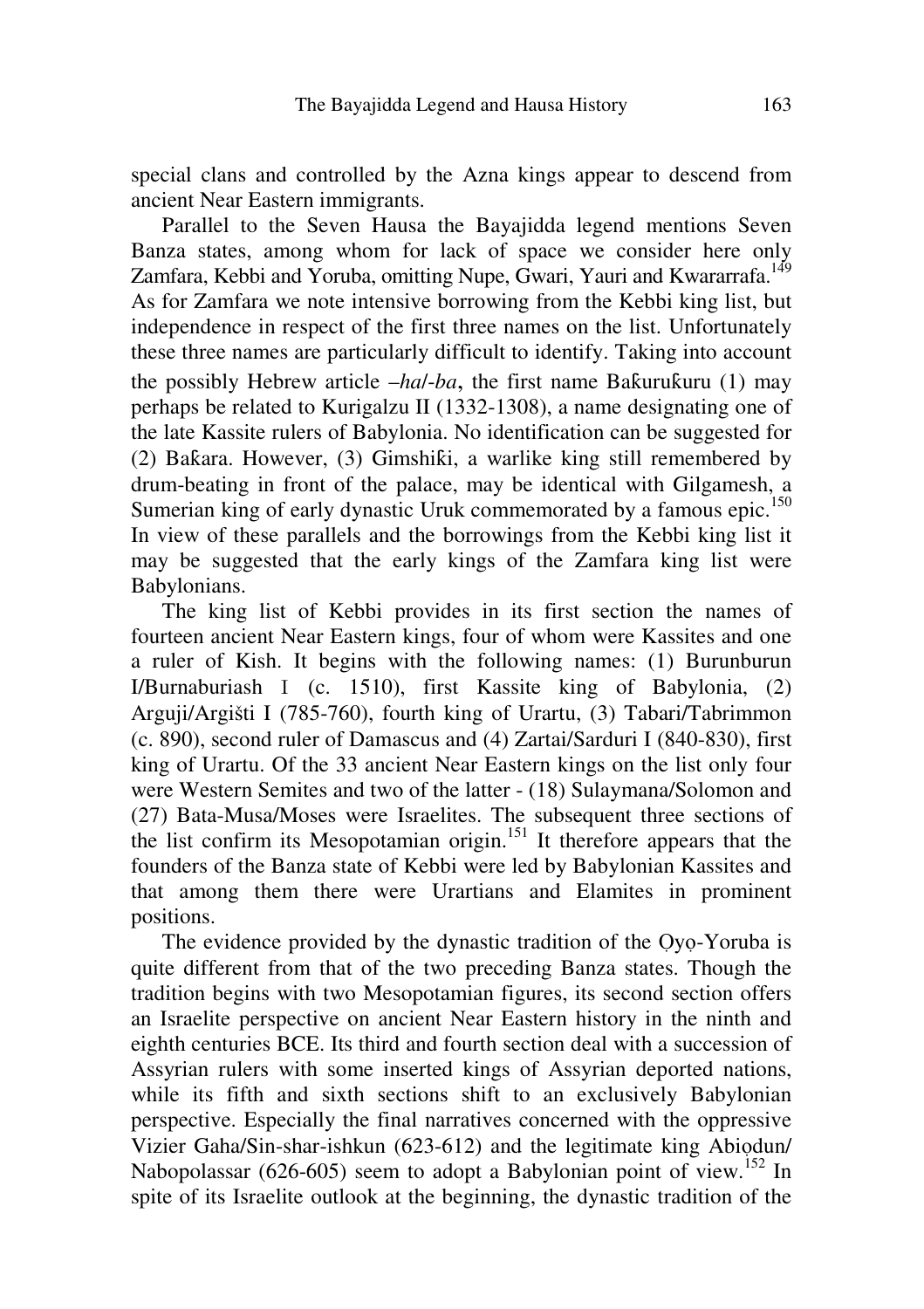special clans and controlled by the Azna kings appear to descend from ancient Near Eastern immigrants.

Parallel to the Seven Hausa the Bayajidda legend mentions Seven Banza states, among whom for lack of space we consider here only Zamfara, Kebbi and Yoruba, omitting Nupe, Gwari, Yauri and Kwararrafa.[149] As for Zamfara we note intensive borrowing from the Kebbi king list, but independence in respect of the first three names on the list. Unfortunately these three names are particularly difficult to identify. Taking into account the possibly Hebrew article *–ha*/*-ba*, the first name Baƙuruƙuru (1) may perhaps be related to Kurigalzu II (1332-1308), a name designating one of the late Kassite rulers of Babylonia. No identification can be suggested for (2) Baƙara. However, (3) Gimshiƙi, a warlike king still remembered by drum-beating in front of the palace, may be identical with Gilgamesh, a Sumerian king of early dynastic Uruk commemorated by a famous epic.[150] In view of these parallels and the borrowings from the Kebbi king list it may be suggested that the early kings of the Zamfara king list were Babylonians.

The king list of Kebbi provides in its first section the names of fourteen ancient Near Eastern kings, four of whom were Kassites and one a ruler of Kish. It begins with the following names: (1) Burunburun I/Burnaburiash I (c. 1510), first Kassite king of Babylonia, (2) Arguji/Argišti I (785-760), fourth king of Urartu, (3) Tabari/Tabrimmon (c. 890), second ruler of Damascus and (4) Zartai/Sarduri I (840-830), first king of Urartu. Of the 33 ancient Near Eastern kings on the list only four were Western Semites and two of the latter - (18) Sulaymana/Solomon and (27) Bata-Musa/Moses were Israelites. The subsequent three sections of the list confirm its Mesopotamian origin.[151] It therefore appears that the founders of the Banza state of Kebbi were led by Babylonian Kassites and that among them there were Urartians and Elamites in prominent positions.

The evidence provided by the dynastic tradition of the Ọyọ-Yoruba is quite different from that of the two preceding Banza states. Though the tradition begins with two Mesopotamian figures, its second section offers an Israelite perspective on ancient Near Eastern history in the ninth and eighth centuries BCE. Its third and fourth section deal with a succession of Assyrian rulers with some inserted kings of Assyrian deported nations, while its fifth and sixth sections shift to an exclusively Babylonian perspective. Especially the final narratives concerned with the oppressive Vizier Gaha/Sin-shar-ishkun (623-612) and the legitimate king Abiọdun/ Nabopolassar (626-605) seem to adopt a Babylonian point of view.[152] In spite of its Israelite outlook at the beginning, the dynastic tradition of the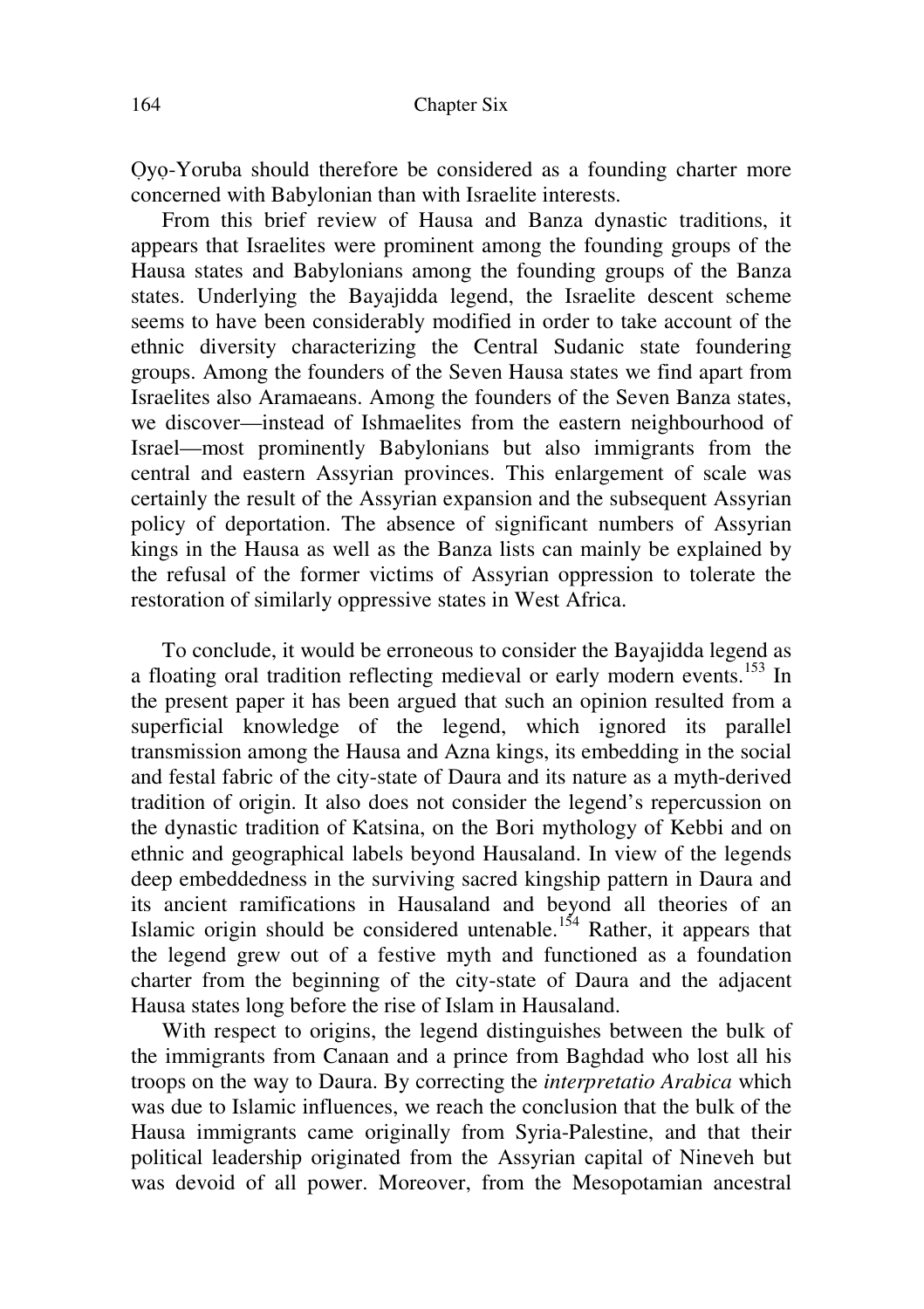Ọyọ-Yoruba should therefore be considered as a founding charter more concerned with Babylonian than with Israelite interests.

From this brief review of Hausa and Banza dynastic traditions, it appears that Israelites were prominent among the founding groups of the Hausa states and Babylonians among the founding groups of the Banza states. Underlying the Bayajidda legend, the Israelite descent scheme seems to have been considerably modified in order to take account of the ethnic diversity characterizing the Central Sudanic state foundering groups. Among the founders of the Seven Hausa states we find apart from Israelites also Aramaeans. Among the founders of the Seven Banza states, we discover—instead of Ishmaelites from the eastern neighbourhood of Israel—most prominently Babylonians but also immigrants from the central and eastern Assyrian provinces. This enlargement of scale was certainly the result of the Assyrian expansion and the subsequent Assyrian policy of deportation. The absence of significant numbers of Assyrian kings in the Hausa as well as the Banza lists can mainly be explained by the refusal of the former victims of Assyrian oppression to tolerate the restoration of similarly oppressive states in West Africa.

To conclude, it would be erroneous to consider the Bayajidda legend as a floating oral tradition reflecting medieval or early modern events.[153] In the present paper it has been argued that such an opinion resulted from a superficial knowledge of the legend, which ignored its parallel transmission among the Hausa and Azna kings, its embedding in the social and festal fabric of the city-state of Daura and its nature as a myth-derived tradition of origin. It also does not consider the legend's repercussion on the dynastic tradition of Ƙatsina, on the Bori mythology of Kebbi and on ethnic and geographical labels beyond Hausaland. In view of the legends deep embeddedness in the surviving sacred kingship pattern in Daura and its ancient ramifications in Hausaland and beyond all theories of an Islamic origin should be considered untenable.[154] Rather, it appears that the legend grew out of a festive myth and functioned as a foundation charter from the beginning of the city-state of Daura and the adjacent Hausa states long before the rise of Islam in Hausaland.

With respect to origins, the legend distinguishes between the bulk of the immigrants from Canaan and a prince from Baghdad who lost all his troops on the way to Daura. By correcting the *interpretatio Arabica* which was due to Islamic influences, we reach the conclusion that the bulk of the Hausa immigrants came originally from Syria-Palestine, and that their political leadership originated from the Assyrian capital of Nineveh but was devoid of all power. Moreover, from the Mesopotamian ancestral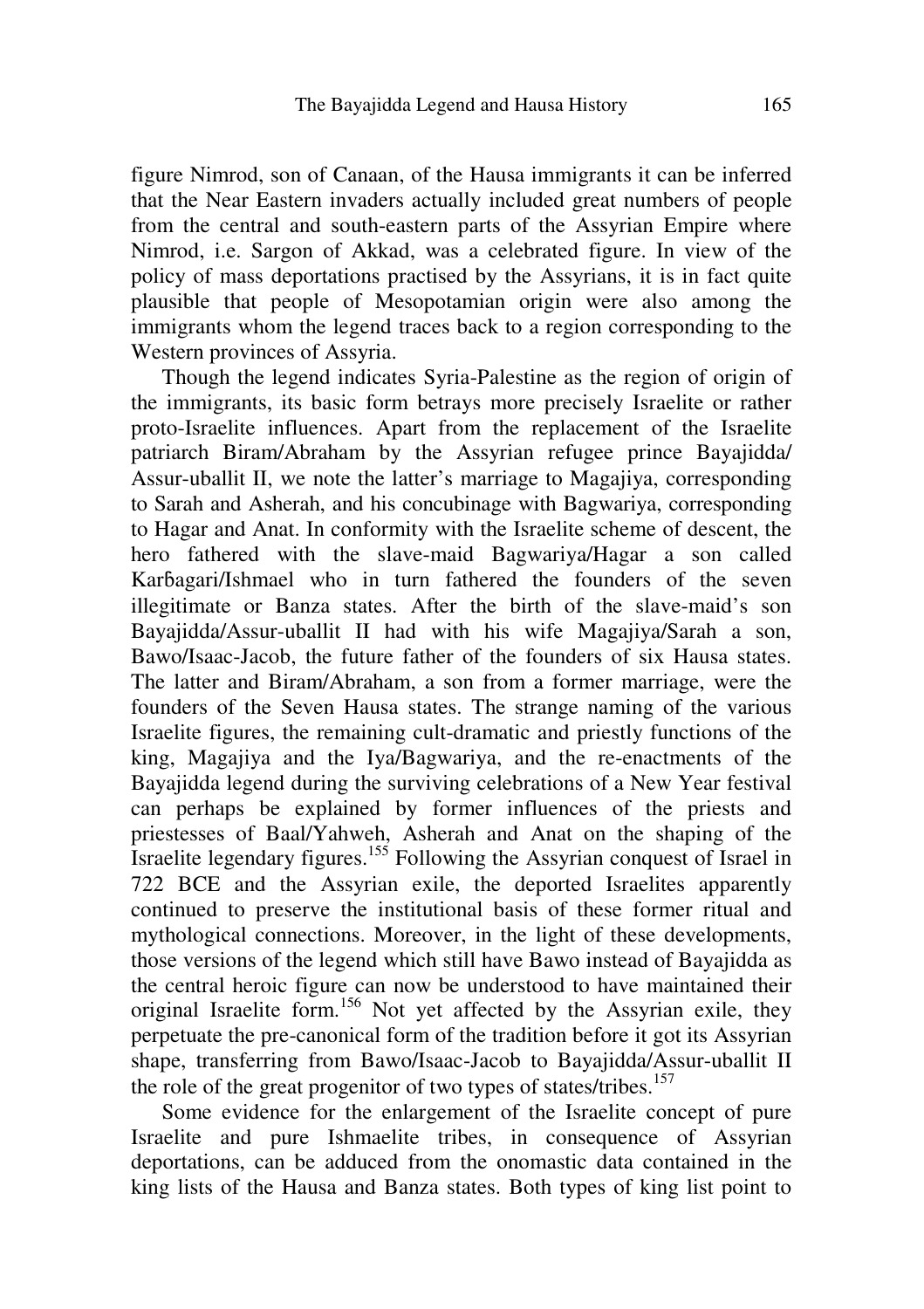figure Nimrod, son of Canaan, of the Hausa immigrants it can be inferred that the Near Eastern invaders actually included great numbers of people from the central and south-eastern parts of the Assyrian Empire where Nimrod, i.e. Sargon of Akkad, was a celebrated figure. In view of the policy of mass deportations practised by the Assyrians, it is in fact quite plausible that people of Mesopotamian origin were also among the immigrants whom the legend traces back to a region corresponding to the Western provinces of Assyria.

Though the legend indicates Syria-Palestine as the region of origin of the immigrants, its basic form betrays more precisely Israelite or rather proto-Israelite influences. Apart from the replacement of the Israelite patriarch Biram/Abraham by the Assyrian refugee prince Bayajidda/Assur-uballit II, we note the latter's marriage to Magajiya, corresponding to Sarah and Asherah, and his concubinage with Bagwariya, corresponding to Hagar and Anat. In conformity with the Israelite scheme of descent, the hero fathered with the slave-maid Bagwariya/Hagar a son called Karɓagari/Ishmael who in turn fathered the founders of the seven illegitimate or Banza states. After the birth of the slave-maid's son Bayajidda/Assur-uballit II had with his wife Magajiya/Sarah a son, Bawo/Isaac-Jacob, the future father of the founders of six Hausa states. The latter and Biram/Abraham, a son from a former marriage, were the founders of the Seven Hausa states. The strange naming of the various Israelite figures, the remaining cult-dramatic and priestly functions of the king, Magajiya and the Iya/Bagwariya, and the re-enactments of the Bayajidda legend during the surviving celebrations of a New Year festival can perhaps be explained by former influences of the priests and priestesses of Baal/Yahweh, Asherah and Anat on the shaping of the Israelite legendary figures.[155] Following the Assyrian conquest of Israel in 722 BCE and the Assyrian exile, the deported Israelites apparently continued to preserve the institutional basis of these former ritual and mythological connections. Moreover, in the light of these developments, those versions of the legend which still have Bawo instead of Bayajidda as the central heroic figure can now be understood to have maintained their original Israelite form.[156] Not yet affected by the Assyrian exile, they perpetuate the pre-canonical form of the tradition before it got its Assyrian shape, transferring from Bawo/Isaac-Jacob to Bayajidda/Assur-uballit II the role of the great progenitor of two types of states/tribes.[157]

Some evidence for the enlargement of the Israelite concept of pure Israelite and pure Ishmaelite tribes, in consequence of Assyrian deportations, can be adduced from the onomastic data contained in the king lists of the Hausa and Banza states. Both types of king list point to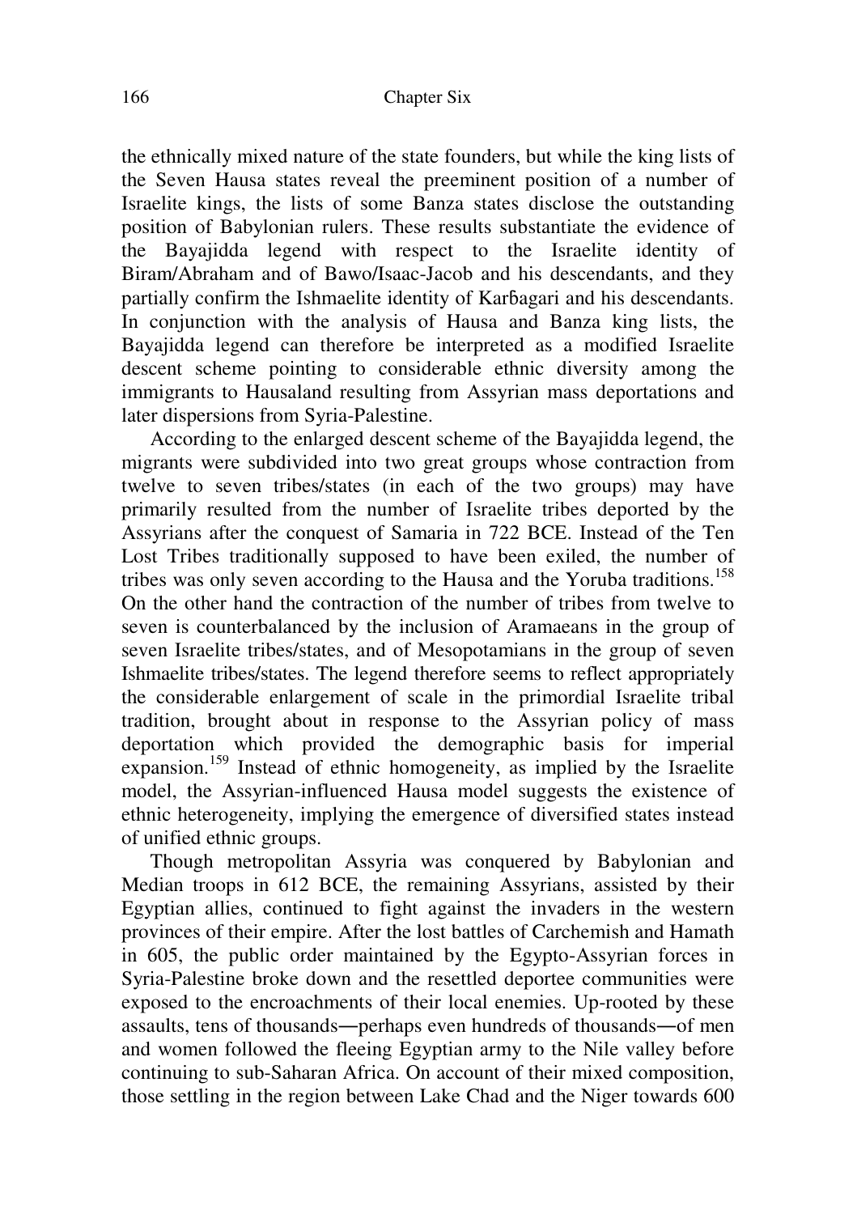the ethnically mixed nature of the state founders, but while the king lists of the Seven Hausa states reveal the preeminent position of a number of Israelite kings, the lists of some Banza states disclose the outstanding position of Babylonian rulers. These results substantiate the evidence of the Bayajidda legend with respect to the Israelite identity of Biram/Abraham and of Bawo/Isaac-Jacob and his descendants, and they partially confirm the Ishmaelite identity of Karɓagari and his descendants. In conjunction with the analysis of Hausa and Banza king lists, the Bayajidda legend can therefore be interpreted as a modified Israelite descent scheme pointing to considerable ethnic diversity among the immigrants to Hausaland resulting from Assyrian mass deportations and later dispersions from Syria-Palestine.

According to the enlarged descent scheme of the Bayajidda legend, the migrants were subdivided into two great groups whose contraction from twelve to seven tribes/states (in each of the two groups) may have primarily resulted from the number of Israelite tribes deported by the Assyrians after the conquest of Samaria in 722 BCE. Instead of the Ten Lost Tribes traditionally supposed to have been exiled, the number of tribes was only seven according to the Hausa and the Yoruba traditions.[158] On the other hand the contraction of the number of tribes from twelve to seven is counterbalanced by the inclusion of Aramaeans in the group of seven Israelite tribes/states, and of Mesopotamians in the group of seven Ishmaelite tribes/states. The legend therefore seems to reflect appropriately the considerable enlargement of scale in the primordial Israelite tribal tradition, brought about in response to the Assyrian policy of mass deportation which provided the demographic basis for imperial expansion.[159] Instead of ethnic homogeneity, as implied by the Israelite model, the Assyrian-influenced Hausa model suggests the existence of ethnic heterogeneity, implying the emergence of diversified states instead of unified ethnic groups.

Though metropolitan Assyria was conquered by Babylonian and Median troops in 612 BCE, the remaining Assyrians, assisted by their Egyptian allies, continued to fight against the invaders in the western provinces of their empire. After the lost battles of Carchemish and Hamath in 605, the public order maintained by the Egypto-Assyrian forces in Syria-Palestine broke down and the resettled deportee communities were exposed to the encroachments of their local enemies. Up-rooted by these assaults, tens of thousands—perhaps even hundreds of thousands—of men and women followed the fleeing Egyptian army to the Nile valley before continuing to sub-Saharan Africa. On account of their mixed composition, those settling in the region between Lake Chad and the Niger towards 600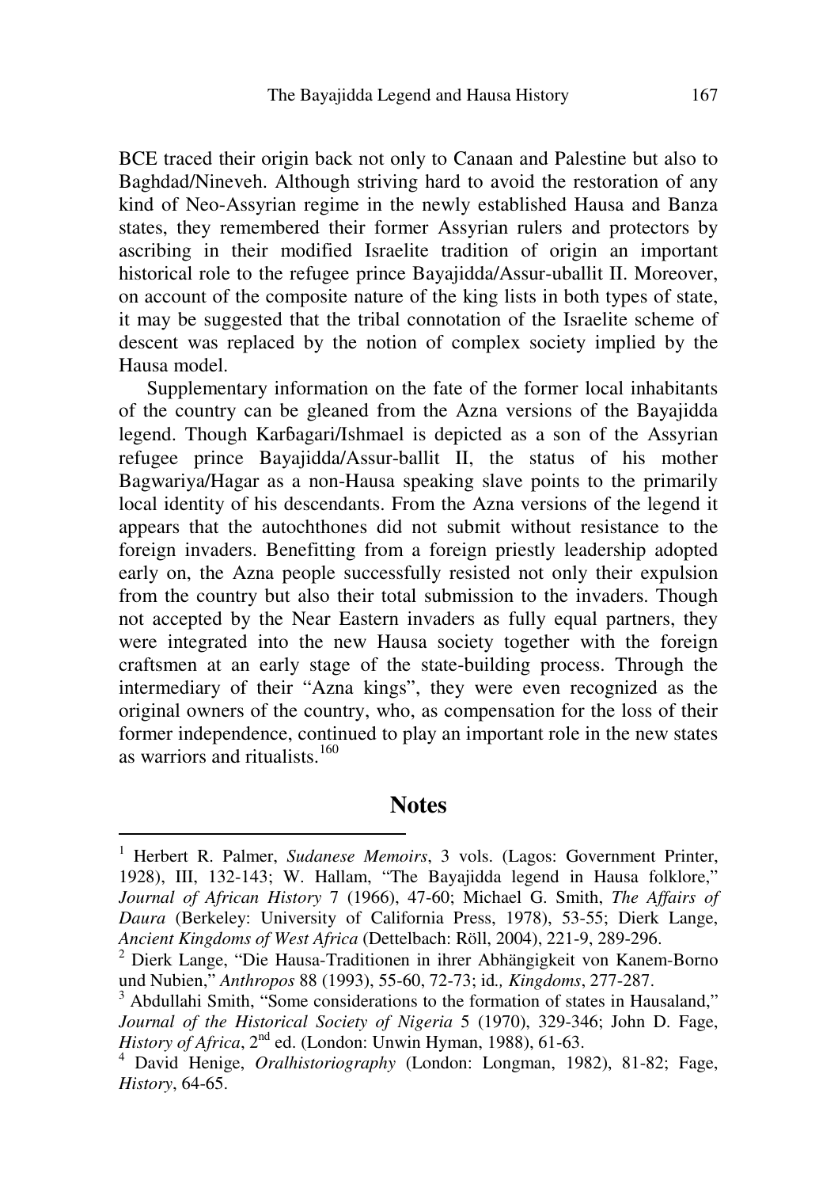BCE traced their origin back not only to Canaan and Palestine but also to Baghdad/Nineveh. Although striving hard to avoid the restoration of any kind of Neo-Assyrian regime in the newly established Hausa and Banza states, they remembered their former Assyrian rulers and protectors by ascribing in their modified Israelite tradition of origin an important historical role to the refugee prince Bayajidda/Assur-uballit II. Moreover, on account of the composite nature of the king lists in both types of state, it may be suggested that the tribal connotation of the Israelite scheme of descent was replaced by the notion of complex society implied by the Hausa model.

Supplementary information on the fate of the former local inhabitants of the country can be gleaned from the Azna versions of the Bayajidda legend. Though Karɓagari/Ishmael is depicted as a son of the Assyrian refugee prince Bayajidda/Assur-ballit II, the status of his mother Bagwariya/Hagar as a non-Hausa speaking slave points to the primarily local identity of his descendants. From the Azna versions of the legend it appears that the autochthones did not submit without resistance to the foreign invaders. Benefitting from a foreign priestly leadership adopted early on, the Azna people successfully resisted not only their expulsion from the country but also their total submission to the invaders. Though not accepted by the Near Eastern invaders as fully equal partners, they were integrated into the new Hausa society together with the foreign craftsmen at an early stage of the state-building process. Through the intermediary of their "Azna kings", they were even recognized as the original owners of the country, who, as compensation for the loss of their former independence, continued to play an important role in the new states as warriors and ritualists.[160]

## Notes

[1] Herbert R. Palmer, *Sudanese Memoirs*, 3 vols. (Lagos: Government Printer, 1928), III, 132-143; W. Hallam, "The Bayajidda legend in Hausa folklore," *Journal of African History* 7 (1966), 47-60; Michael G. Smith, *The Affairs of Daura* (Berkeley: University of California Press, 1978), 53-55; Dierk Lange, *Ancient Kingdoms of West Africa* (Dettelbach: Röll, 2004), 221-9, 289-296.

[2] Dierk Lange, "Die Hausa-Traditionen in ihrer Abhängigkeit von Kanem-Borno und Nubien," *Anthropos* 88 (1993), 55-60, 72-73; id*., Kingdoms*, 277-287.

[3] Abdullahi Smith, "Some considerations to the formation of states in Hausaland," *Journal of the Historical Society of Nigeria* 5 (1970), 329-346; John D. Fage, *History of Africa*, 2nd ed. (London: Unwin Hyman, 1988), 61-63.

[4] David Henige, *Oralhistoriography* (London: Longman, 1982), 81-82; Fage, *History*, 64-65.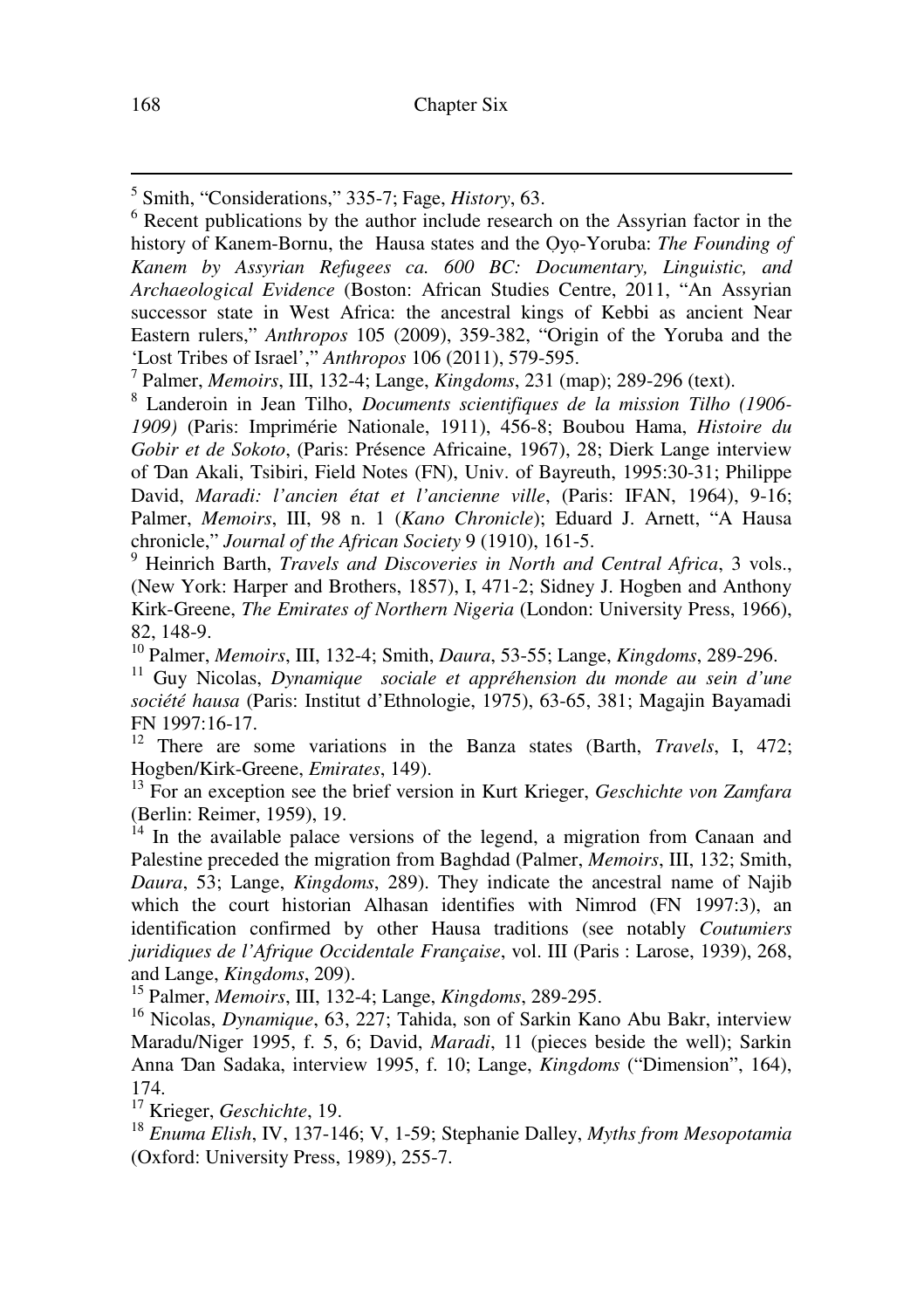[5] Smith, "Considerations," 335-7; Fage, *History*, 63.

[6] Recent publications by the author include research on the Assyrian factor in the history of Kanem-Bornu, the Hausa states and the Ọyọ-Yoruba: *The Founding of Kanem by Assyrian Refugees ca. 600 BC: Documentary, Linguistic, and Archaeological Evidence* (Boston: African Studies Centre, 2011, "An Assyrian successor state in West Africa: the ancestral kings of Kebbi as ancient Near Eastern rulers," *Anthropos* 105 (2009), 359-382, "Origin of the Yoruba and the 'Lost Tribes of Israel'," *Anthropos* 106 (2011), 579-595.

[7] Palmer, *Memoirs*, III, 132-4; Lange, *Kingdoms*, 231 (map); 289-296 (text).

[8] Landeroin in Jean Tilho, *Documents scientifiques de la mission Tilho (1906-1909)* (Paris: Imprimérie Nationale, 1911), 456-8; Boubou Hama, *Histoire du Gobir et de Sokoto*, (Paris: Présence Africaine, 1967), 28; Dierk Lange interview of Ɗan Akali, Tsibiri, Field Notes (FN), Univ. of Bayreuth, 1995:30-31; Philippe David, *Maradi: l'ancien état et l'ancienne ville*, (Paris: IFAN, 1964), 9-16; Palmer, *Memoirs*, III, 98 n. 1 (*Kano Chronicle*); Eduard J. Arnett, "A Hausa chronicle," *Journal of the African Society* 9 (1910), 161-5.

[9] Heinrich Barth, *Travels and Discoveries in North and Central Africa*, 3 vols., (New York: Harper and Brothers, 1857), I, 471-2; Sidney J. Hogben and Anthony Kirk-Greene, *The Emirates of Northern Nigeria* (London: University Press, 1966), 82, 148-9.

[10] Palmer, *Memoirs*, III, 132-4; Smith, *Daura*, 53-55; Lange, *Kingdoms*, 289-296.

[11] Guy Nicolas, *Dynamique sociale et appréhension du monde au sein d'une société hausa* (Paris: Institut d'Ethnologie, 1975), 63-65, 381; Magajin Bayamadi FN 1997:16-17.

[12] There are some variations in the Banza states (Barth, *Travels*, I, 472; Hogben/Kirk-Greene, *Emirates*, 149).

[13] For an exception see the brief version in Kurt Krieger, *Geschichte von Zamfara* (Berlin: Reimer, 1959), 19.

[14] In the available palace versions of the legend, a migration from Canaan and Palestine preceded the migration from Baghdad (Palmer, *Memoirs*, III, 132; Smith, *Daura*, 53; Lange, *Kingdoms*, 289). They indicate the ancestral name of Najib which the court historian Alhasan identifies with Nimrod (FN 1997:3), an identification confirmed by other Hausa traditions (see notably *Coutumiers juridiques de l'Afrique Occidentale Française*, vol. III (Paris : Larose, 1939), 268, and Lange, *Kingdoms*, 209).

[15] Palmer, *Memoirs*, III, 132-4; Lange, *Kingdoms*, 289-295.

[16] Nicolas, *Dynamique*, 63, 227; Tahida, son of Sarkin Kano Abu Bakr, interview Maradu/Niger 1995, f. 5, 6; David, *Maradi*, 11 (pieces beside the well); Sarkin Anna Ɗan Sadaka, interview 1995, f. 10; Lange, *Kingdoms* ("Dimension", 164), 174.

[17] Krieger, *Geschichte*, 19.

[18] *Enuma Elish*, IV, 137-146; V, 1-59; Stephanie Dalley, *Myths from Mesopotamia* (Oxford: University Press, 1989), 255-7.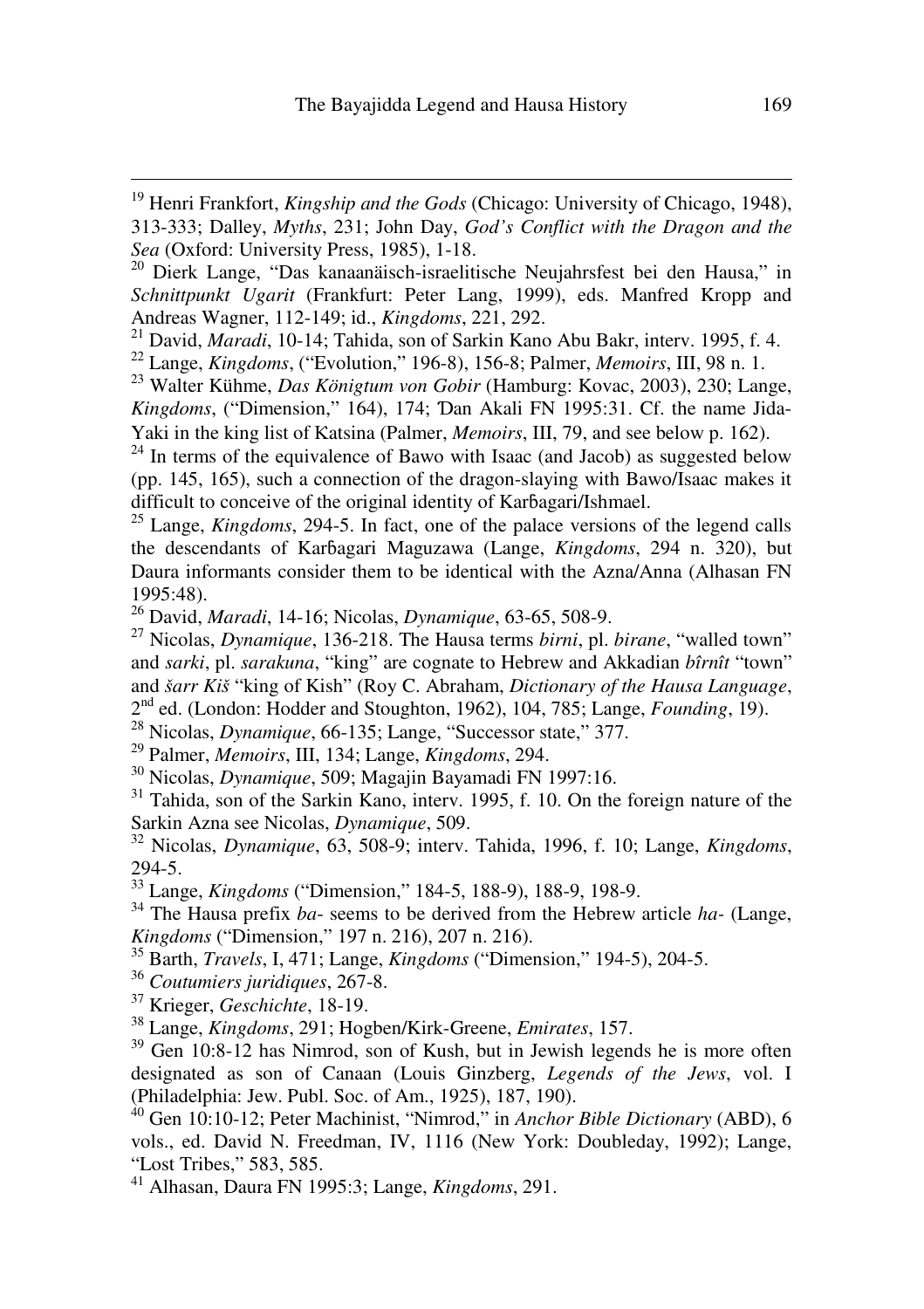[19] Henri Frankfort, *Kingship and the Gods* (Chicago: University of Chicago, 1948), 313-333; Dalley, *Myths*, 231; John Day, *God's Conflict with the Dragon and the Sea* (Oxford: University Press, 1985), 1-18.

[20] Dierk Lange, "Das kanaanäisch-israelitische Neujahrsfest bei den Hausa," in *Schnittpunkt Ugarit* (Frankfurt: Peter Lang, 1999), eds. Manfred Kropp and Andreas Wagner, 112-149; id., *Kingdoms*, 221, 292.

[21] David, *Maradi*, 10-14; Tahida, son of Sarkin Kano Abu Bakr, interv. 1995, f. 4.

[22] Lange, *Kingdoms*, ("Evolution," 196-8), 156-8; Palmer, *Memoirs*, III, 98 n. 1.

[23] Walter Kühme, *Das Königtum von Gobir* (Hamburg: Kovac, 2003), 230; Lange, *Kingdoms*, ("Dimension," 164), 174; Ɗan Akali FN 1995:31. Cf. the name Jida-Yaki in the king list of Ƙatsina (Palmer, *Memoirs*, III, 79, and see below p. 162).

[24] In terms of the equivalence of Bawo with Isaac (and Jacob) as suggested below (pp. 145, 165), such a connection of the dragon-slaying with Bawo/Isaac makes it difficult to conceive of the original identity of Karɓagari/Ishmael.

[25] Lange, *Kingdoms*, 294-5. In fact, one of the palace versions of the legend calls the descendants of Karɓagari Maguzawa (Lange, *Kingdoms*, 294 n. 320), but Daura informants consider them to be identical with the Azna/Anna (Alhasan FN 1995:48).

[26] David, *Maradi*, 14-16; Nicolas, *Dynamique*, 63-65, 508-9.

[27] Nicolas, *Dynamique*, 136-218. The Hausa terms *birni*, pl. *birane*, "walled town" and *sarki*, pl. *sarakuna*, "king" are cognate to Hebrew and Akkadian *bîrnît* "town" and *šarr Kiš* "king of Kish" (Roy C. Abraham, *Dictionary of the Hausa Language*, 2nd ed. (London: Hodder and Stoughton, 1962), 104, 785; Lange, *Founding*, 19).

[28] Nicolas, *Dynamique*, 66-135; Lange, "Successor state," 377.

[29] Palmer, *Memoirs*, III, 134; Lange, *Kingdoms*, 294.

[30] Nicolas, *Dynamique*, 509; Magajin Bayamadi FN 1997:16.

[31] Tahida, son of the Sarkin Kano, interv. 1995, f. 10. On the foreign nature of the Sarkin Azna see Nicolas, *Dynamique*, 509.

[32] Nicolas, *Dynamique*, 63, 508-9; interv. Tahida, 1996, f. 10; Lange, *Kingdoms*, 294-5.

[33] Lange, *Kingdoms* ("Dimension," 184-5, 188-9), 188-9, 198-9.

[34] The Hausa prefix *ba-* seems to be derived from the Hebrew article *ha-* (Lange, *Kingdoms* ("Dimension," 197 n. 216), 207 n. 216).

[35] Barth, *Travels*, I, 471; Lange, *Kingdoms* ("Dimension," 194-5), 204-5.

[36] *Coutumiers juridiques*, 267-8.

[37] Krieger, *Geschichte*, 18-19.

[38] Lange, *Kingdoms*, 291; Hogben/Kirk-Greene, *Emirates*, 157.

[39] Gen 10:8-12 has Nimrod, son of Kush, but in Jewish legends he is more often designated as son of Canaan (Louis Ginzberg, *Legends of the Jews*, vol. I (Philadelphia: Jew. Publ. Soc. of Am., 1925), 187, 190).

[40] Gen 10:10-12; Peter Machinist, "Nimrod," in *Anchor Bible Dictionary* (ABD), 6 vols., ed. David N. Freedman, IV, 1116 (New York: Doubleday, 1992); Lange, "Lost Tribes," 583, 585.

[41] Alhasan, Daura FN 1995:3; Lange, *Kingdoms*, 291.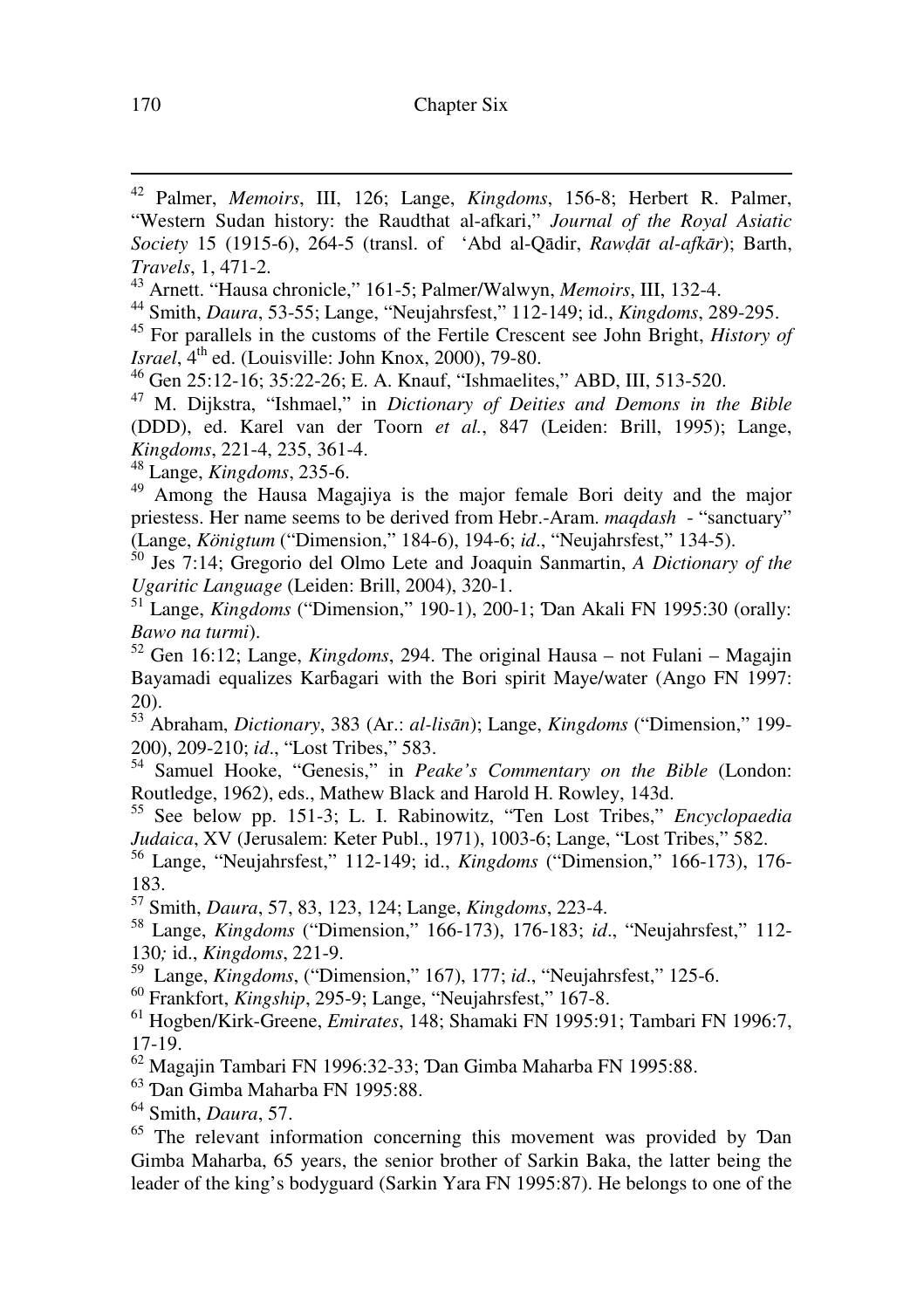[42] Palmer, *Memoirs*, III, 126; Lange, *Kingdoms*, 156-8; Herbert R. Palmer, "Western Sudan history: the Raudthat al-afkari," *Journal of the Royal Asiatic Society* 15 (1915-6), 264-5 (transl. of ʿAbd al-Qādir, *Rawḍāt al-afkār*); Barth, *Travels*, 1, 471-2.

[43] Arnett. "Hausa chronicle," 161-5; Palmer/Walwyn, *Memoirs*, III, 132-4.

[44] Smith, *Daura*, 53-55; Lange, "Neujahrsfest," 112-149; id., *Kingdoms*, 289-295.

[45] For parallels in the customs of the Fertile Crescent see John Bright, *History of Israel*, 4th ed. (Louisville: John Knox, 2000), 79-80.

[46] Gen 25:12-16; 35:22-26; E. A. Knauf, "Ishmaelites," ABD, III, 513-520.

[47] M. Dijkstra, "Ishmael," in *Dictionary of Deities and Demons in the Bible* (DDD), ed. Karel van der Toorn *et al.*, 847 (Leiden: Brill, 1995); Lange, *Kingdoms*, 221-4, 235, 361-4.

[48] Lange, *Kingdoms*, 235-6.

[49] Among the Hausa Magajiya is the major female Bori deity and the major priestess. Her name seems to be derived from Hebr.-Aram. *maqdash* - "sanctuary" (Lange, *Königtum* ("Dimension," 184-6), 194-6; *id*., "Neujahrsfest," 134-5).

[50] Jes 7:14; Gregorio del Olmo Lete and Joaquin Sanmartin, *A Dictionary of the Ugaritic Language* (Leiden: Brill, 2004), 320-1.

[51] Lange, *Kingdoms* ("Dimension," 190-1), 200-1; Ɗan Akali FN 1995:30 (orally: *Bawo na turmi*).

[52] Gen 16:12; Lange, *Kingdoms*, 294. The original Hausa – not Fulani – Magajin Bayamadi equalizes Karɓagari with the Bori spirit Maye/water (Ango FN 1997: 20).

[53] Abraham, *Dictionary*, 383 (Ar.: *al-lisān*); Lange, *Kingdoms* ("Dimension," 199-200), 209-210; *id*., "Lost Tribes," 583.

[54] Samuel Hooke, "Genesis," in *Peake's Commentary on the Bible* (London: Routledge, 1962), eds., Mathew Black and Harold H. Rowley, 143d.

[55] See below pp. 151-3; L. I. Rabinowitz, "Ten Lost Tribes," *Encyclopaedia Judaica*, XV (Jerusalem: Keter Publ., 1971), 1003-6; Lange, "Lost Tribes," 582.

[56] Lange, "Neujahrsfest," 112-149; id., *Kingdoms* ("Dimension," 166-173), 176-183.

[57] Smith, *Daura*, 57, 83, 123, 124; Lange, *Kingdoms*, 223-4.

[58] Lange, *Kingdoms* ("Dimension," 166-173), 176-183; *id*., "Neujahrsfest," 112-130*;* id., *Kingdoms*, 221-9.

[59] Lange, *Kingdoms*, ("Dimension," 167), 177; *id*., "Neujahrsfest," 125-6.

[60] Frankfort, *Kingship*, 295-9; Lange, "Neujahrsfest," 167-8.

[61] Hogben/Kirk-Greene, *Emirates*, 148; Shamaki FN 1995:91; Tambari FN 1996:7, 17-19.

[62] Magajin Tambari FN 1996:32-33; Ɗan Gimba Maharba FN 1995:88.

[63] Ɗan Gimba Maharba FN 1995:88.

[64] Smith, *Daura*, 57.

[65] The relevant information concerning this movement was provided by Ɗan Gimba Maharba, 65 years, the senior brother of Sarkin Baka, the latter being the leader of the king's bodyguard (Sarkin Yara FN 1995:87). He belongs to one of the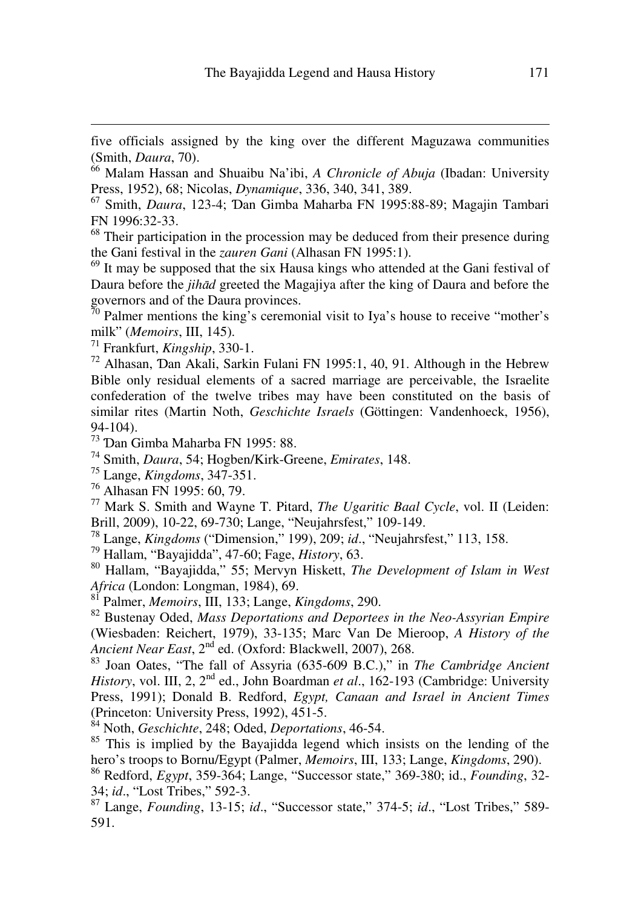five officials assigned by the king over the different Maguzawa communities (Smith, *Daura*, 70).

[66] Malam Hassan and Shuaibu Na'ibi, *A Chronicle of Abuja* (Ibadan: University Press, 1952), 68; Nicolas, *Dynamique*, 336, 340, 341, 389.

[67] Smith, *Daura*, 123-4; Ɗan Gimba Maharba FN 1995:88-89; Magajin Tambari FN 1996:32-33.

[68] Their participation in the procession may be deduced from their presence during the Gani festival in the *zauren Gani* (Alhasan FN 1995:1).

[69] It may be supposed that the six Hausa kings who attended at the Gani festival of Daura before the *jihād* greeted the Magajiya after the king of Daura and before the governors and of the Daura provinces.

[70] Palmer mentions the king's ceremonial visit to Iya's house to receive "mother's milk" (*Memoirs*, III, 145).

[71] Frankfurt, *Kingship*, 330-1.

[72] Alhasan, Ɗan Akali, Sarkin Fulani FN 1995:1, 40, 91. Although in the Hebrew Bible only residual elements of a sacred marriage are perceivable, the Israelite confederation of the twelve tribes may have been constituted on the basis of similar rites (Martin Noth, *Geschichte Israels* (Göttingen: Vandenhoeck, 1956), 94-104).

[73] Ɗan Gimba Maharba FN 1995: 88.

[74] Smith, *Daura*, 54; Hogben/Kirk-Greene, *Emirates*, 148.

[75] Lange, *Kingdoms*, 347-351.

[76] Alhasan FN 1995: 60, 79.

[77] Mark S. Smith and Wayne T. Pitard, *The Ugaritic Baal Cycle*, vol. II (Leiden: Brill, 2009), 10-22, 69-730; Lange, "Neujahrsfest," 109-149.

[78] Lange, *Kingdoms* ("Dimension," 199), 209; *id*., "Neujahrsfest," 113, 158.

[79] Hallam, "Bayajidda", 47-60; Fage, *History*, 63.

[80] Hallam, "Bayajidda," 55; Mervyn Hiskett, *The Development of Islam in West Africa* (London: Longman, 1984), 69.

[81] Palmer, *Memoirs*, III, 133; Lange, *Kingdoms*, 290.

[82] Bustenay Oded, *Mass Deportations and Deportees in the Neo-Assyrian Empire* (Wiesbaden: Reichert, 1979), 33-135; Marc Van De Mieroop, *A History of the Ancient Near East*, 2nd ed. (Oxford: Blackwell, 2007), 268.

[83] Joan Oates, "The fall of Assyria (635-609 B.C.)," in *The Cambridge Ancient History*, vol. III, 2, 2nd ed., John Boardman *et al*., 162-193 (Cambridge: University Press, 1991); Donald B. Redford, *Egypt, Canaan and Israel in Ancient Times* (Princeton: University Press, 1992), 451-5.

[84] Noth, *Geschichte*, 248; Oded, *Deportations*, 46-54.

[85] This is implied by the Bayajidda legend which insists on the lending of the hero's troops to Bornu/Egypt (Palmer, *Memoirs*, III, 133; Lange, *Kingdoms*, 290).

[86] Redford, *Egypt*, 359-364; Lange, "Successor state," 369-380; id., *Founding*, 32-34; *id*., "Lost Tribes," 592-3.

[87] Lange, *Founding*, 13-15; *id*., "Successor state," 374-5; *id*., "Lost Tribes," 589-591.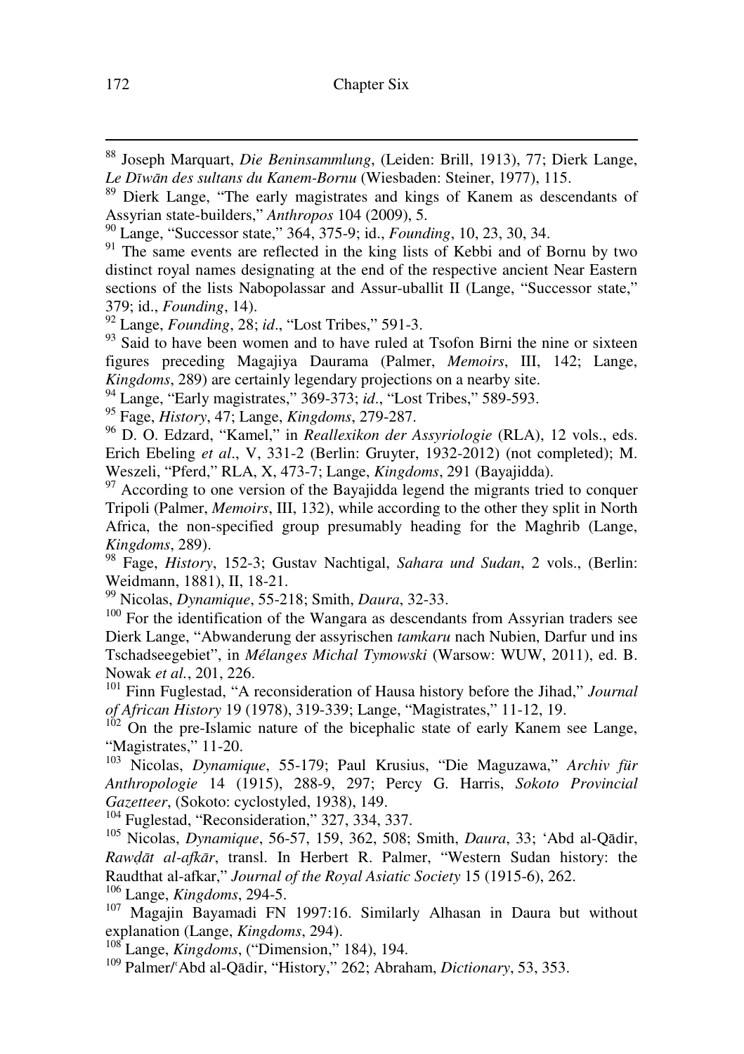[88] Joseph Marquart, *Die Beninsammlung*, (Leiden: Brill, 1913), 77; Dierk Lange, *Le Dīwān des sultans du Kanem-Bornu* (Wiesbaden: Steiner, 1977), 115.

[89] Dierk Lange, "The early magistrates and kings of Kanem as descendants of Assyrian state-builders," *Anthropos* 104 (2009), 5.

[90] Lange, "Successor state," 364, 375-9; id., *Founding*, 10, 23, 30, 34.

[91] The same events are reflected in the king lists of Kebbi and of Bornu by two distinct royal names designating at the end of the respective ancient Near Eastern sections of the lists Nabopolassar and Assur-uballit II (Lange, "Successor state," 379; id., *Founding*, 14).

[92] Lange, *Founding*, 28; *id*., "Lost Tribes," 591-3.

[93] Said to have been women and to have ruled at Tsofon Birni the nine or sixteen figures preceding Magajiya Daurama (Palmer, *Memoirs*, III, 142; Lange, *Kingdoms*, 289) are certainly legendary projections on a nearby site.

[94] Lange, "Early magistrates," 369-373; *id*., "Lost Tribes," 589-593.

[95] Fage, *History*, 47; Lange, *Kingdoms*, 279-287.

[96] D. O. Edzard, "Kamel," in *Reallexikon der Assyriologie* (RLA), 12 vols., eds. Erich Ebeling *et al*., V, 331-2 (Berlin: Gruyter, 1932-2012) (not completed); M. Weszeli, "Pferd," RLA, X, 473-7; Lange, *Kingdoms*, 291 (Bayajidda).

[97] According to one version of the Bayajidda legend the migrants tried to conquer Tripoli (Palmer, *Memoirs*, III, 132), while according to the other they split in North Africa, the non-specified group presumably heading for the Maghrib (Lange, *Kingdoms*, 289).

[98] Fage, *History*, 152-3; Gustav Nachtigal, *Sahara und Sudan*, 2 vols., (Berlin: Weidmann, 1881), II, 18-21.

[99] Nicolas, *Dynamique*, 55-218; Smith, *Daura*, 32-33.

[100] For the identification of the Wangara as descendants from Assyrian traders see Dierk Lange, "Abwanderung der assyrischen *tamkaru* nach Nubien, Darfur und ins Tschadseegebiet", in *Mélanges Michal Tymowski* (Warsow: WUW, 2011), ed. B. Nowak *et al.*, 201, 226.

[101] Finn Fuglestad, "A reconsideration of Hausa history before the Jihad," *Journal of African History* 19 (1978), 319-339; Lange, "Magistrates," 11-12, 19.

[102] On the pre-Islamic nature of the bicephalic state of early Kanem see Lange, "Magistrates," 11-20.

[103] Nicolas, *Dynamique*, 55-179; Paul Krusius, "Die Maguzawa," *Archiv für Anthropologie* 14 (1915), 288-9, 297; Percy G. Harris, *Sokoto Provincial Gazetteer*, (Sokoto: cyclostyled, 1938), 149.

[104] Fuglestad, "Reconsideration," 327, 334, 337.

[105] Nicolas, *Dynamique*, 56-57, 159, 362, 508; Smith, *Daura*, 33; 'Abd al-Qādir, *Rawḍāt al-afkār*, transl. In Herbert R. Palmer, "Western Sudan history: the Raudthat al-afkar," *Journal of the Royal Asiatic Society* 15 (1915-6), 262.

[106] Lange, *Kingdoms*, 294-5.

[107] Magajin Bayamadi FN 1997:16. Similarly Alhasan in Daura but without explanation (Lange, *Kingdoms*, 294).

[108] Lange, *Kingdoms*, ("Dimension," 184), 194.

[109] Palmer/ʿAbd al-Qādir, "History," 262; Abraham, *Dictionary*, 53, 353.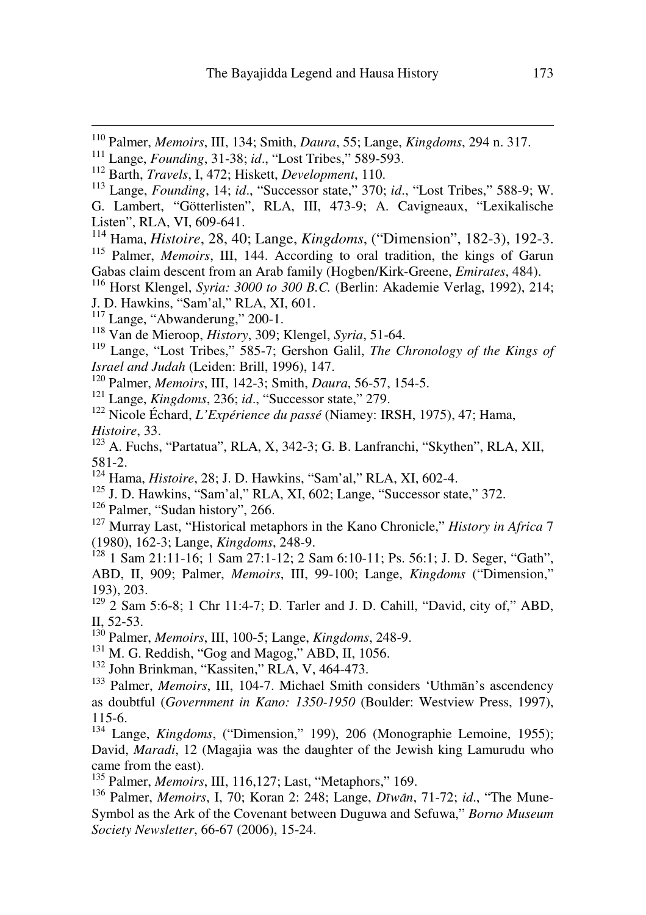[110] Palmer, *Memoirs*, III, 134; Smith, *Daura*, 55; Lange, *Kingdoms*, 294 n. 317.

[111] Lange, *Founding*, 31-38; *id*., "Lost Tribes," 589-593.

[112] Barth, *Travels*, I, 472; Hiskett, *Development*, 110.

[113] Lange, *Founding*, 14; *id*., "Successor state," 370; *id*., "Lost Tribes," 588-9; W. G. Lambert, "Götterlisten", RLA, III, 473-9; A. Cavigneaux, "Lexikalische Listen", RLA, VI, 609-641.

[114] Hama, *Histoire*, 28, 40; Lange, *Kingdoms*, ("Dimension", 182-3), 192-3.

[115] Palmer, *Memoirs*, III, 144. According to oral tradition, the kings of Garun Gabas claim descent from an Arab family (Hogben/Kirk-Greene, *Emirates*, 484).

[116] Horst Klengel, *Syria: 3000 to 300 B.C.* (Berlin: Akademie Verlag, 1992), 214; J. D. Hawkins, "Sam'al," RLA, XI, 601.

[117] Lange, "Abwanderung," 200-1.

[118] Van de Mieroop, *History*, 309; Klengel, *Syria*, 51-64.

[119] Lange, "Lost Tribes," 585-7; Gershon Galil, *The Chronology of the Kings of Israel and Judah* (Leiden: Brill, 1996), 147.

[120] Palmer, *Memoirs*, III, 142-3; Smith, *Daura*, 56-57, 154-5.

[121] Lange, *Kingdoms*, 236; *id*., "Successor state," 279.

[122] Nicole Échard, *L'Expérience du passé* (Niamey: IRSH, 1975), 47; Hama, *Histoire*, 33.

[123] A. Fuchs, "Partatua", RLA, X, 342-3; G. B. Lanfranchi, "Skythen", RLA, XII, 581-2.

[124] Hama, *Histoire*, 28; J. D. Hawkins, "Sam'al," RLA, XI, 602-4.

[125] J. D. Hawkins, "Sam'al," RLA, XI, 602; Lange, "Successor state," 372.

[126] Palmer, "Sudan history", 266.

[127] Murray Last, "Historical metaphors in the Kano Chronicle," *History in Africa* 7 (1980), 162-3; Lange, *Kingdoms*, 248-9.

[128] 1 Sam 21:11-16; 1 Sam 27:1-12; 2 Sam 6:10-11; Ps. 56:1; J. D. Seger, "Gath", ABD, II, 909; Palmer, *Memoirs*, III, 99-100; Lange, *Kingdoms* ("Dimension," 193), 203.

[129] 2 Sam 5:6-8; 1 Chr 11:4-7; D. Tarler and J. D. Cahill, "David, city of," ABD, II, 52-53.

[130] Palmer, *Memoirs*, III, 100-5; Lange, *Kingdoms*, 248-9.

[131] M. G. Reddish, "Gog and Magog," ABD, II, 1056.

[132] John Brinkman, "Kassiten," RLA, V, 464-473.

[133] Palmer, *Memoirs*, III, 104-7. Michael Smith considers 'Uthmān's ascendency as doubtful (*Government in Kano: 1350-1950* (Boulder: Westview Press, 1997), 115-6.

[134] Lange, *Kingdoms*, ("Dimension," 199), 206 (Monographie Lemoine, 1955); David, *Maradi*, 12 (Magajia was the daughter of the Jewish king Lamurudu who came from the east).

[135] Palmer, *Memoirs*, III, 116,127; Last, "Metaphors," 169.

[136] Palmer, *Memoirs*, I, 70; Koran 2: 248; Lange, *Dīwān*, 71-72; *id*., "The Mune-Symbol as the Ark of the Covenant between Duguwa and Sefuwa," *Borno Museum Society Newsletter*, 66-67 (2006), 15-24.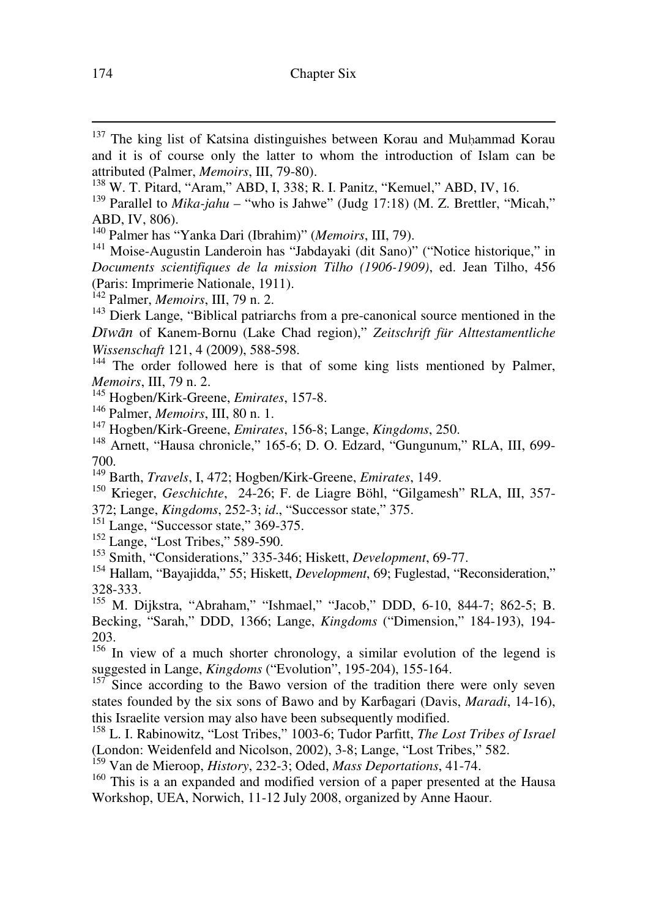[137] The king list of Katsina distinguishes between Korau and Muḥammad Korau and it is of course only the latter to whom the introduction of Islam can be attributed (Palmer, *Memoirs*, III, 79-80).

[138] W. T. Pitard, "Aram," ABD, I, 338; R. I. Panitz, "Kemuel," ABD, IV, 16.

[139] Parallel to *Mika-jahu* – "who is Jahwe" (Judg 17:18) (M. Z. Brettler, "Micah," ABD, IV, 806).

[140] Palmer has "Yanka Dari (Ibrahim)" (*Memoirs*, III, 79).

[141] Moise-Augustin Landeroin has "Jabdayaki (dit Sano)" ("Notice historique," in *Documents scientifiques de la mission Tilho (1906-1909)*, ed. Jean Tilho, 456 (Paris: Imprimerie Nationale, 1911).

[142] Palmer, *Memoirs*, III, 79 n. 2.

[143] Dierk Lange, "Biblical patriarchs from a pre-canonical source mentioned in the *Dīwān* of Kanem-Bornu (Lake Chad region)," *Zeitschrift für Alttestamentliche Wissenschaft* 121, 4 (2009), 588-598.

[144] The order followed here is that of some king lists mentioned by Palmer, *Memoirs*, III, 79 n. 2.

[145] Hogben/Kirk-Greene, *Emirates*, 157-8.

[146] Palmer, *Memoirs*, III, 80 n. 1.

[147] Hogben/Kirk-Greene, *Emirates*, 156-8; Lange, *Kingdoms*, 250.

[148] Arnett, "Hausa chronicle," 165-6; D. O. Edzard, "Gungunum," RLA, III, 699-700.

[149] Barth, *Travels*, I, 472; Hogben/Kirk-Greene, *Emirates*, 149.

[150] Krieger, *Geschichte*, 24-26; F. de Liagre Böhl, "Gilgamesh" RLA, III, 357-372; Lange, *Kingdoms*, 252-3; *id*., "Successor state," 375.

[151] Lange, "Successor state," 369-375.

[152] Lange, "Lost Tribes," 589-590.

[153] Smith, "Considerations," 335-346; Hiskett, *Development*, 69-77.

[154] Hallam, "Bayajidda," 55; Hiskett, *Development*, 69; Fuglestad, "Reconsideration," 328-333.

[155] M. Dijkstra, "Abraham," "Ishmael," "Jacob," DDD, 6-10, 844-7; 862-5; B. Becking, "Sarah," DDD, 1366; Lange, *Kingdoms* ("Dimension," 184-193), 194-203.

[156] In view of a much shorter chronology, a similar evolution of the legend is suggested in Lange, *Kingdoms* ("Evolution", 195-204), 155-164.

[157] Since according to the Bawo version of the tradition there were only seven states founded by the six sons of Bawo and by Karɓagari (Davis, *Maradi*, 14-16), this Israelite version may also have been subsequently modified.

[158] L. I. Rabinowitz, "Lost Tribes," 1003-6; Tudor Parfitt, *The Lost Tribes of Israel* (London: Weidenfeld and Nicolson, 2002), 3-8; Lange, "Lost Tribes," 582.

[159] Van de Mieroop, *History*, 232-3; Oded, *Mass Deportations*, 41-74.

[160] This is a an expanded and modified version of a paper presented at the Hausa Workshop, UEA, Norwich, 11-12 July 2008, organized by Anne Haour.